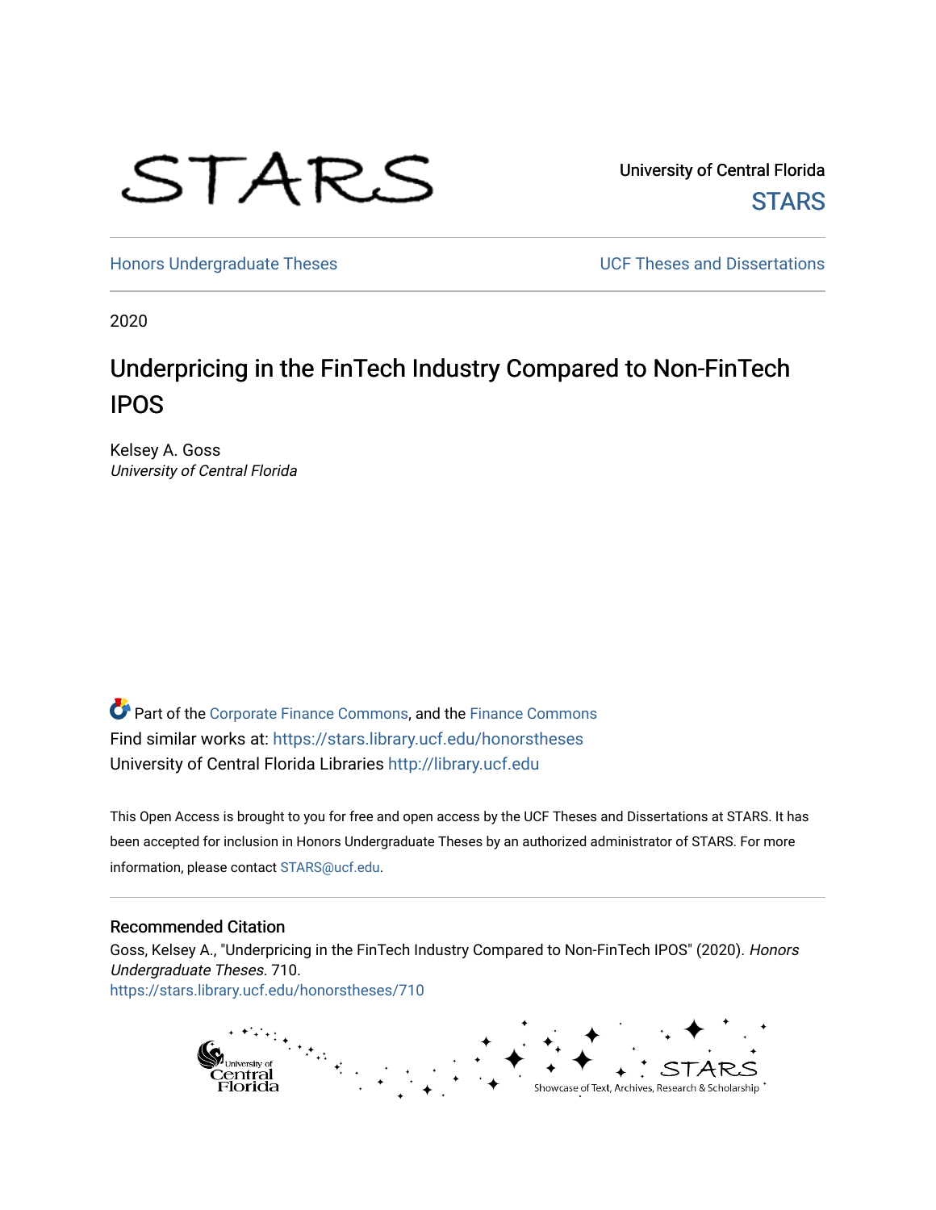University of Central Florida

STARS

Honors Undergraduate Theses

UCF Theses and Dissertations

2020

# Underpricing in the FinTech Industry Compared to Non-FinTech IPOS

Kelsey A. Goss
*University of Central Florida*

Part of the Corporate Finance Commons, and the Finance Commons
Find similar works at: https://stars.library.ucf.edu/honorstheses
University of Central Florida Libraries http://library.ucf.edu

This Open Access is brought to you for free and open access by the UCF Theses and Dissertations at STARS. It has been accepted for inclusion in Honors Undergraduate Theses by an authorized administrator of STARS. For more information, please contact STARS@ucf.edu.

## Recommended Citation

Goss, Kelsey A., "Underpricing in the FinTech Industry Compared to Non-FinTech IPOS" (2020). *Honors Undergraduate Theses*. 710.
https://stars.library.ucf.edu/honorstheses/710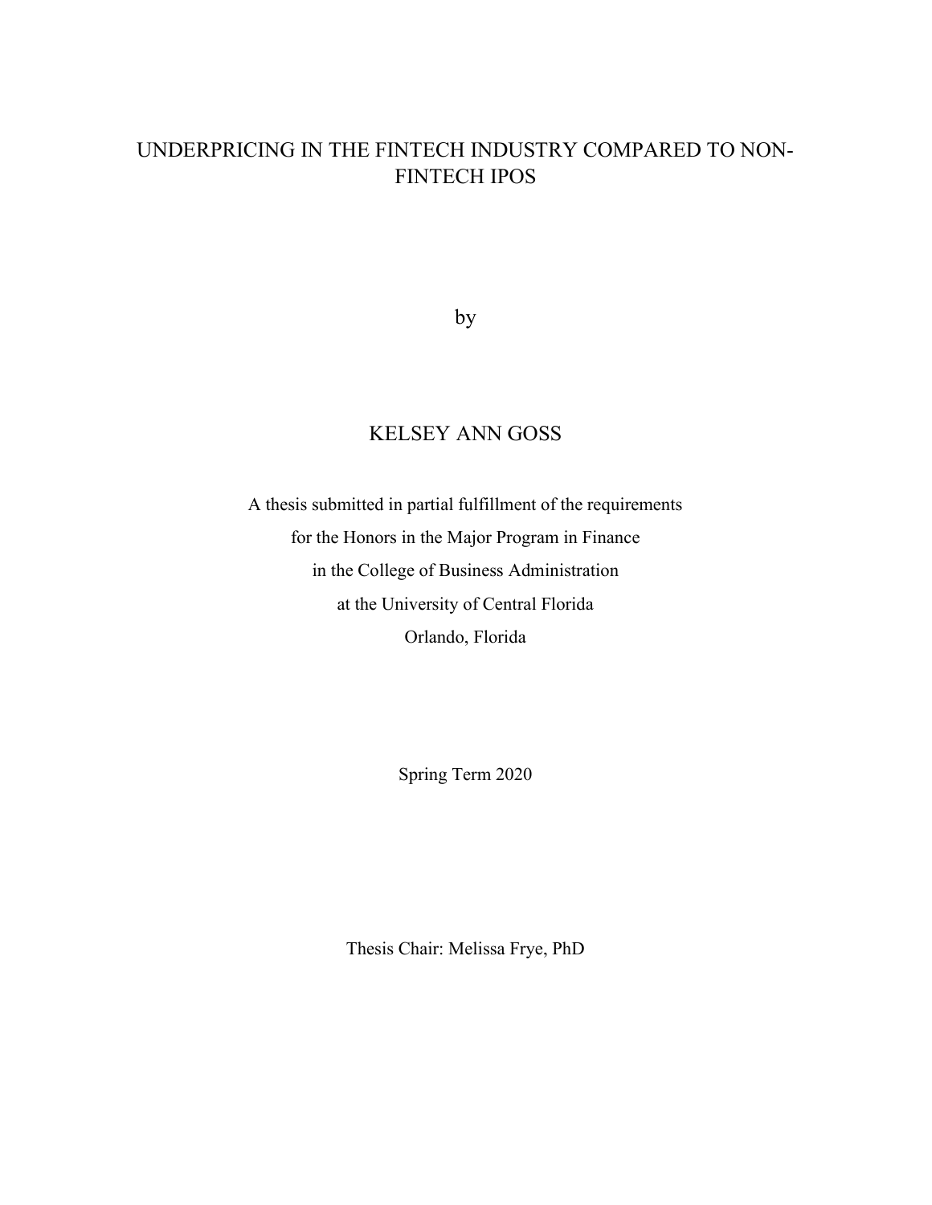# UNDERPRICING IN THE FINTECH INDUSTRY COMPARED TO NON-FINTECH IPOS

by

KELSEY ANN GOSS

A thesis submitted in partial fulfillment of the requirements
for the Honors in the Major Program in Finance
in the College of Business Administration
at the University of Central Florida
Orlando, Florida

Spring Term 2020

Thesis Chair: Melissa Frye, PhD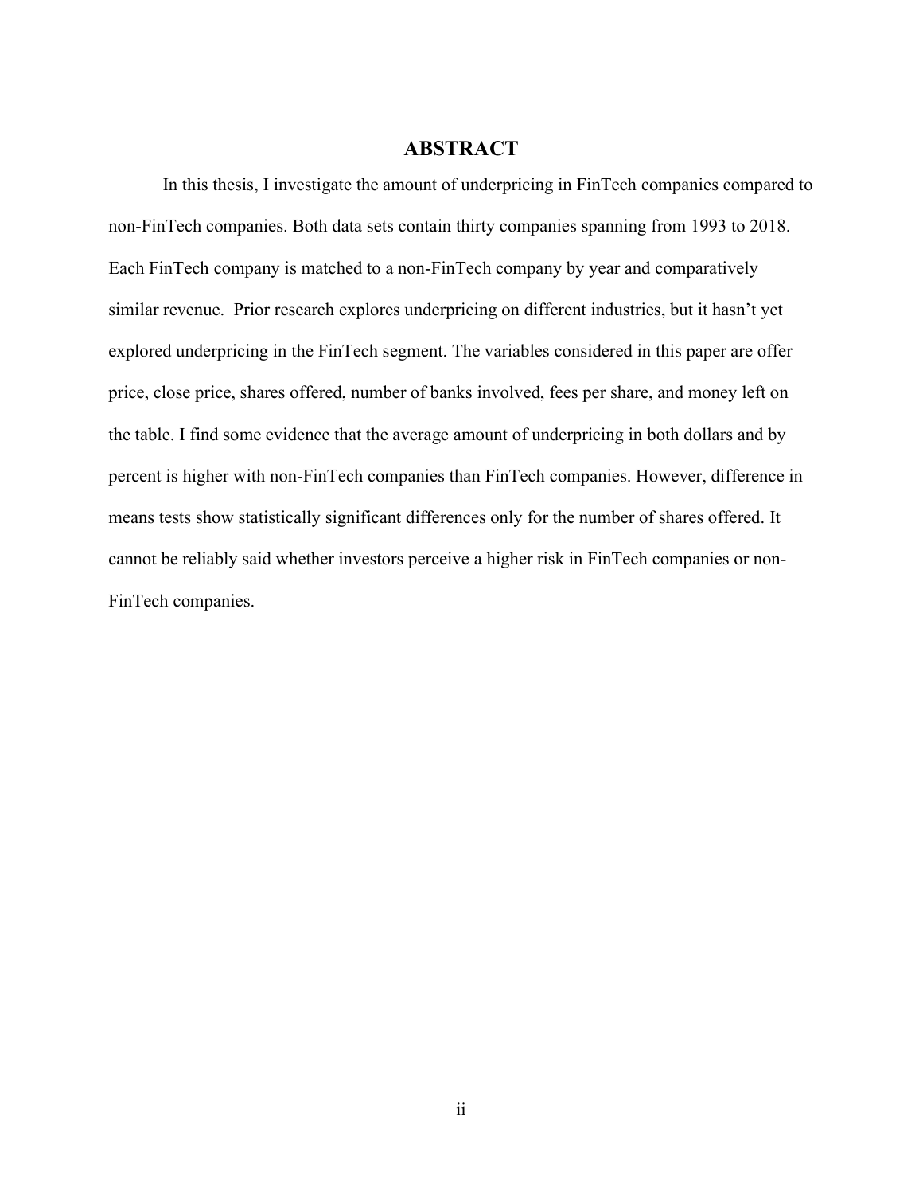# ABSTRACT

In this thesis, I investigate the amount of underpricing in FinTech companies compared to non-FinTech companies. Both data sets contain thirty companies spanning from 1993 to 2018. Each FinTech company is matched to a non-FinTech company by year and comparatively similar revenue. Prior research explores underpricing on different industries, but it hasn't yet explored underpricing in the FinTech segment. The variables considered in this paper are offer price, close price, shares offered, number of banks involved, fees per share, and money left on the table. I find some evidence that the average amount of underpricing in both dollars and by percent is higher with non-FinTech companies than FinTech companies. However, difference in means tests show statistically significant differences only for the number of shares offered. It cannot be reliably said whether investors perceive a higher risk in FinTech companies or non-FinTech companies.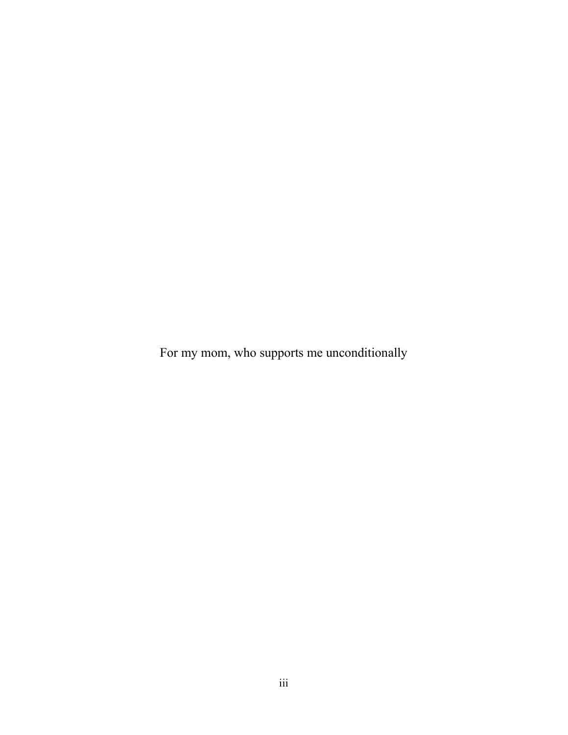For my mom, who supports me unconditionally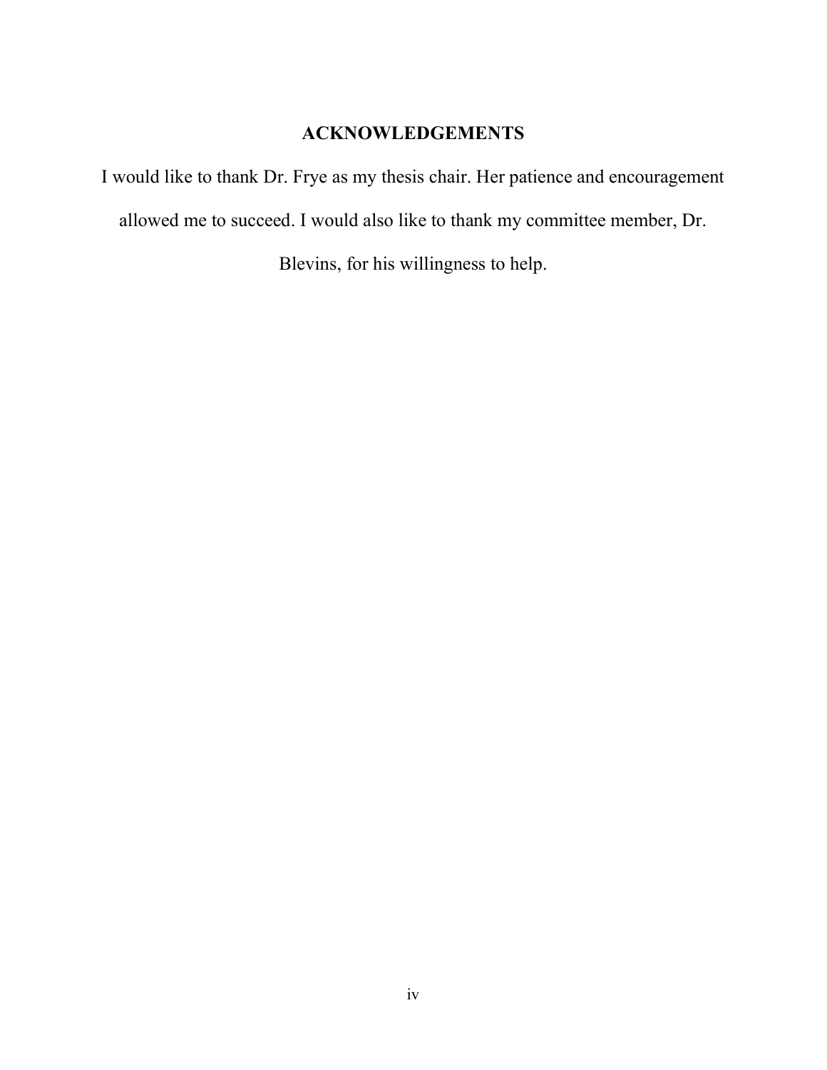# ACKNOWLEDGEMENTS

I would like to thank Dr. Frye as my thesis chair. Her patience and encouragement allowed me to succeed. I would also like to thank my committee member, Dr. Blevins, for his willingness to help.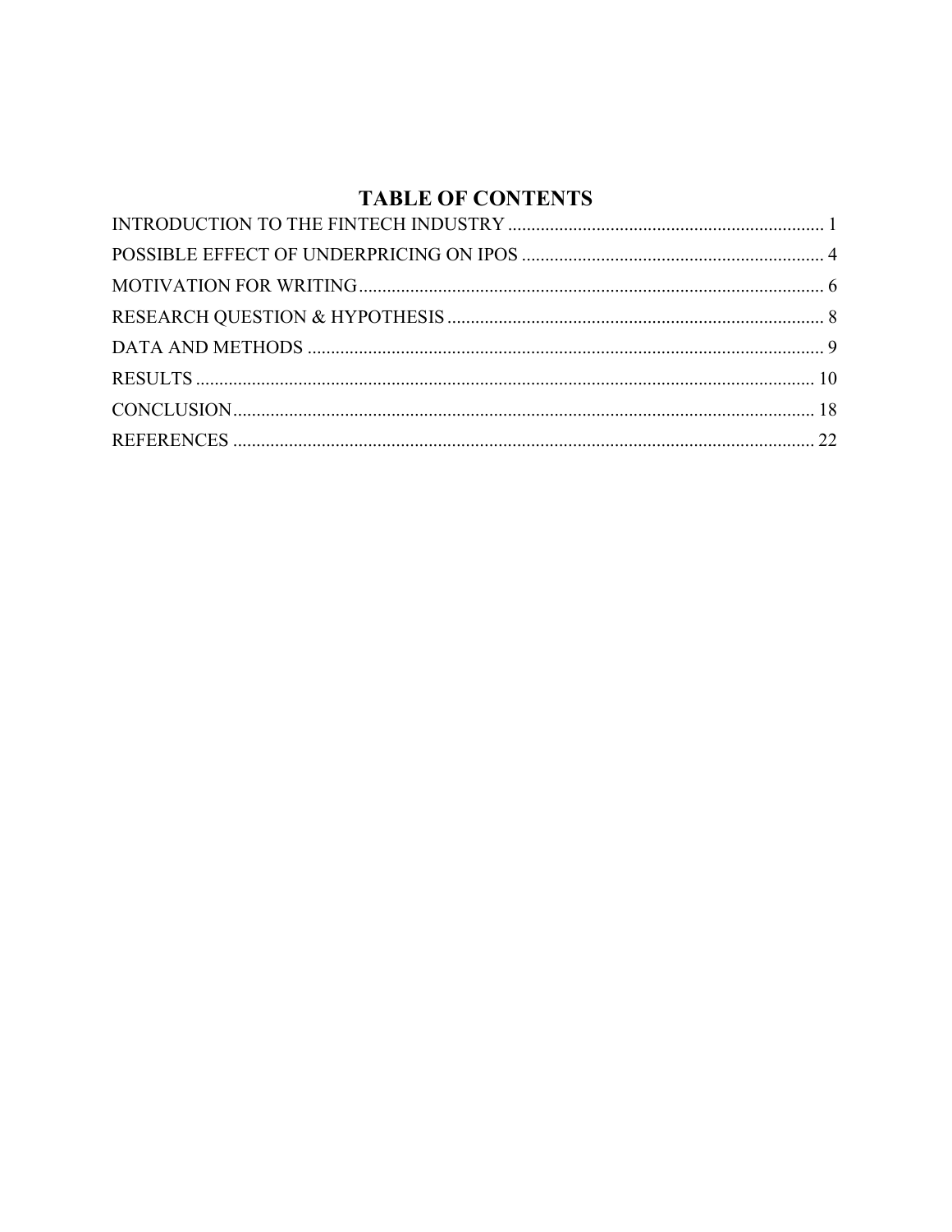# TABLE OF CONTENTS

INTRODUCTION TO THE FINTECH INDUSTRY .................................................................... 1

POSSIBLE EFFECT OF UNDERPRICING ON IPOS ................................................................ 4

MOTIVATION FOR WRITING .................................................................................................. 6

RESEARCH QUESTION & HYPOTHESIS ................................................................................ 8

DATA AND METHODS .............................................................................................................. 9

RESULTS .................................................................................................................................... 10

CONCLUSION ............................................................................................................................ 18

REFERENCES ............................................................................................................................ 22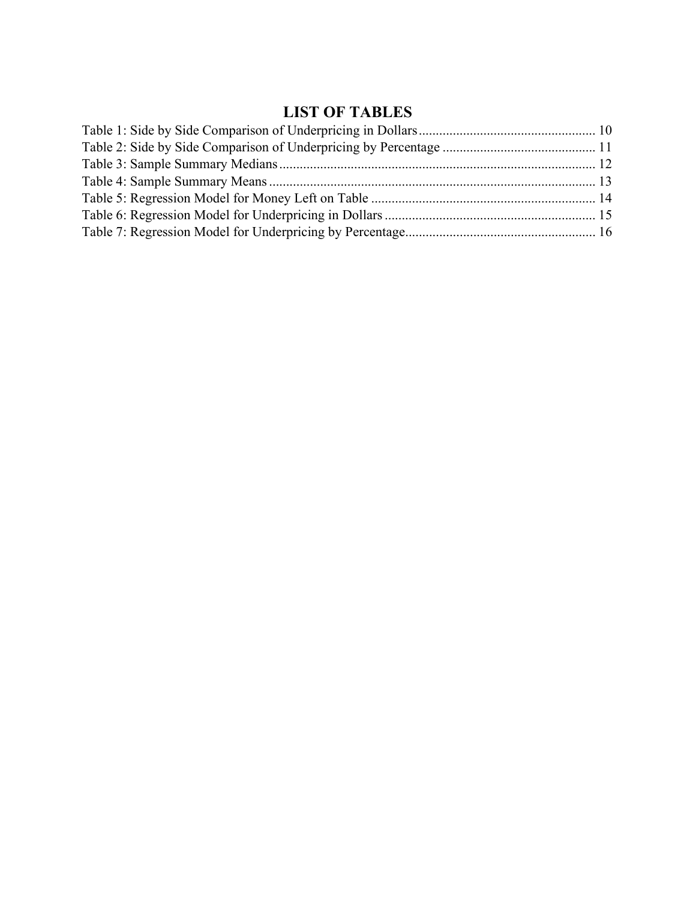# LIST OF TABLES

Table 1: Side by Side Comparison of Underpricing in Dollars .................................................... 10
Table 2: Side by Side Comparison of Underpricing by Percentage ............................................. 11
Table 3: Sample Summary Medians ............................................................................................. 12
Table 4: Sample Summary Means ................................................................................................ 13
Table 5: Regression Model for Money Left on Table ................................................................... 14
Table 6: Regression Model for Underpricing in Dollars ............................................................... 15
Table 7: Regression Model for Underpricing by Percentage ......................................................... 16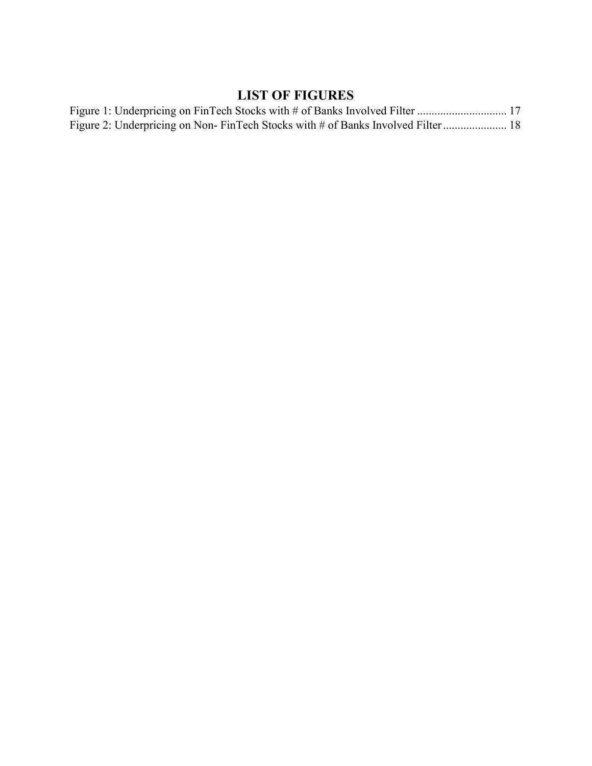# LIST OF FIGURES

Figure 1: Underpricing on FinTech Stocks with # of Banks Involved Filter .............................. 17
Figure 2: Underpricing on Non- FinTech Stocks with # of Banks Involved Filter ...................... 18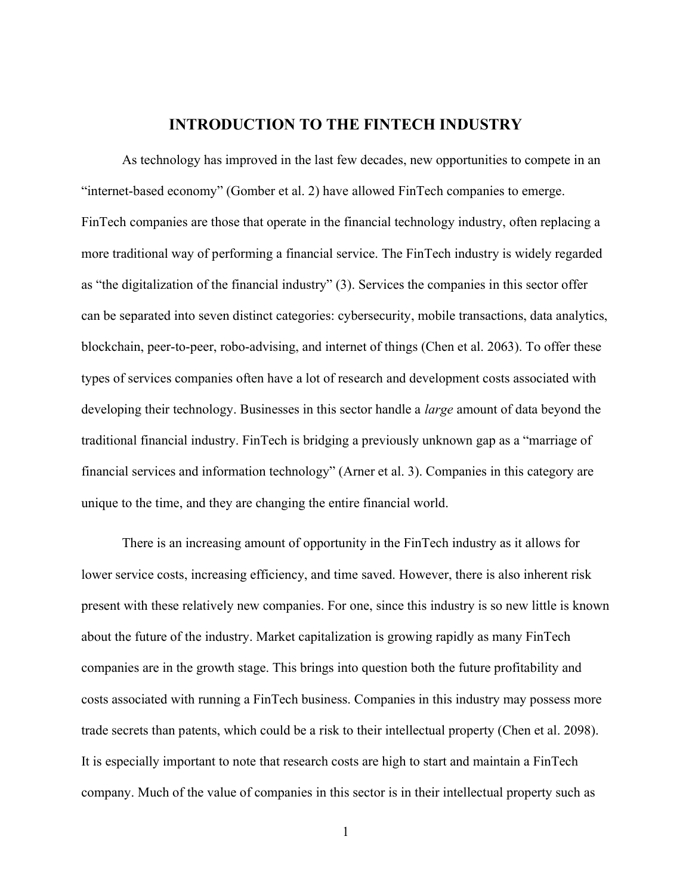# INTRODUCTION TO THE FINTECH INDUSTRY

As technology has improved in the last few decades, new opportunities to compete in an "internet-based economy" (Gomber et al. 2) have allowed FinTech companies to emerge. FinTech companies are those that operate in the financial technology industry, often replacing a more traditional way of performing a financial service. The FinTech industry is widely regarded as "the digitalization of the financial industry" (3). Services the companies in this sector offer can be separated into seven distinct categories: cybersecurity, mobile transactions, data analytics, blockchain, peer-to-peer, robo-advising, and internet of things (Chen et al. 2063). To offer these types of services companies often have a lot of research and development costs associated with developing their technology. Businesses in this sector handle a *large* amount of data beyond the traditional financial industry. FinTech is bridging a previously unknown gap as a "marriage of financial services and information technology" (Arner et al. 3). Companies in this category are unique to the time, and they are changing the entire financial world.

There is an increasing amount of opportunity in the FinTech industry as it allows for lower service costs, increasing efficiency, and time saved. However, there is also inherent risk present with these relatively new companies. For one, since this industry is so new little is known about the future of the industry. Market capitalization is growing rapidly as many FinTech companies are in the growth stage. This brings into question both the future profitability and costs associated with running a FinTech business. Companies in this industry may possess more trade secrets than patents, which could be a risk to their intellectual property (Chen et al. 2098). It is especially important to note that research costs are high to start and maintain a FinTech company. Much of the value of companies in this sector is in their intellectual property such as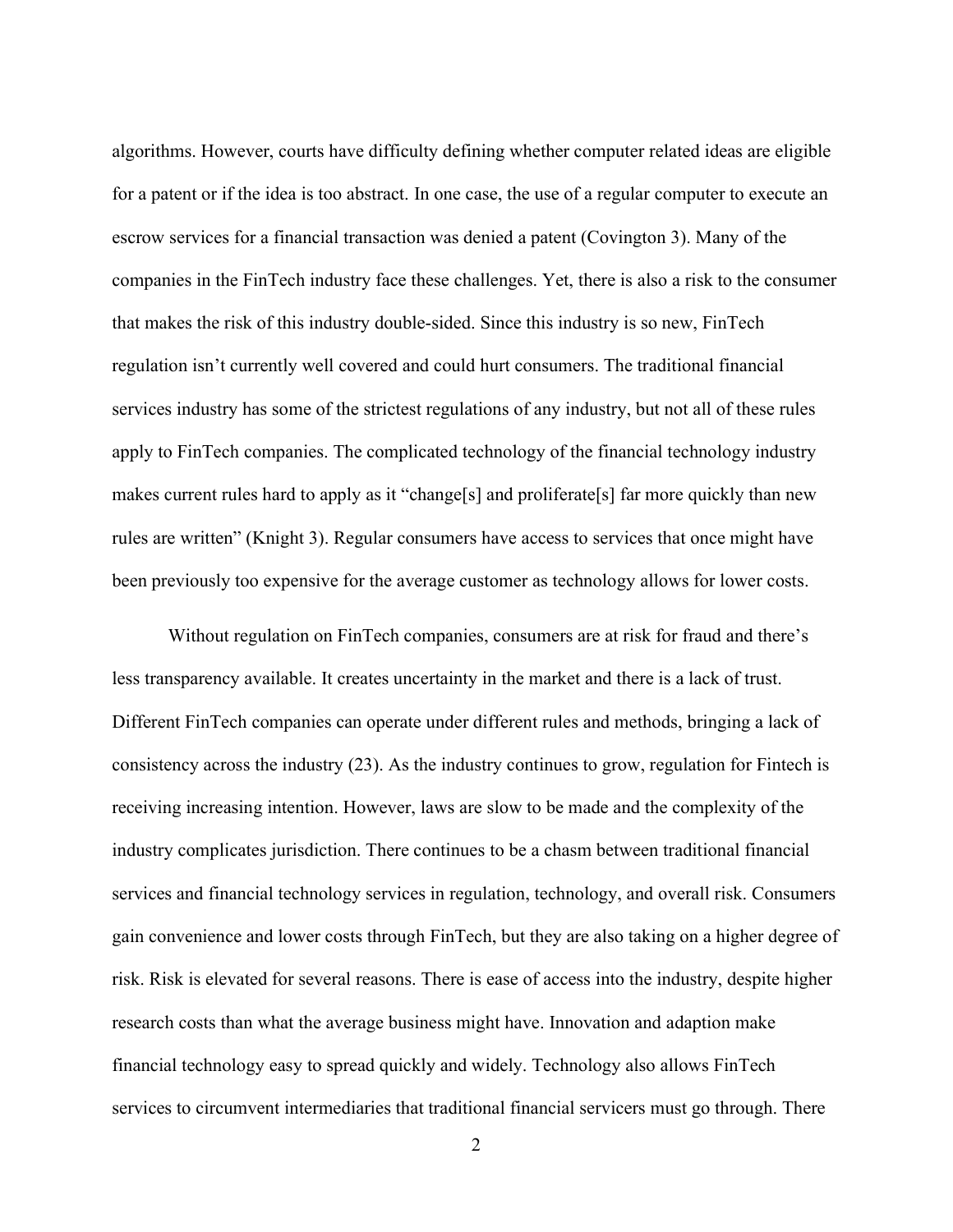algorithms. However, courts have difficulty defining whether computer related ideas are eligible for a patent or if the idea is too abstract. In one case, the use of a regular computer to execute an escrow services for a financial transaction was denied a patent (Covington 3). Many of the companies in the FinTech industry face these challenges. Yet, there is also a risk to the consumer that makes the risk of this industry double-sided. Since this industry is so new, FinTech regulation isn't currently well covered and could hurt consumers. The traditional financial services industry has some of the strictest regulations of any industry, but not all of these rules apply to FinTech companies. The complicated technology of the financial technology industry makes current rules hard to apply as it "change[s] and proliferate[s] far more quickly than new rules are written" (Knight 3). Regular consumers have access to services that once might have been previously too expensive for the average customer as technology allows for lower costs.

Without regulation on FinTech companies, consumers are at risk for fraud and there's less transparency available. It creates uncertainty in the market and there is a lack of trust. Different FinTech companies can operate under different rules and methods, bringing a lack of consistency across the industry (23). As the industry continues to grow, regulation for Fintech is receiving increasing intention. However, laws are slow to be made and the complexity of the industry complicates jurisdiction. There continues to be a chasm between traditional financial services and financial technology services in regulation, technology, and overall risk. Consumers gain convenience and lower costs through FinTech, but they are also taking on a higher degree of risk. Risk is elevated for several reasons. There is ease of access into the industry, despite higher research costs than what the average business might have. Innovation and adaption make financial technology easy to spread quickly and widely. Technology also allows FinTech services to circumvent intermediaries that traditional financial servicers must go through. There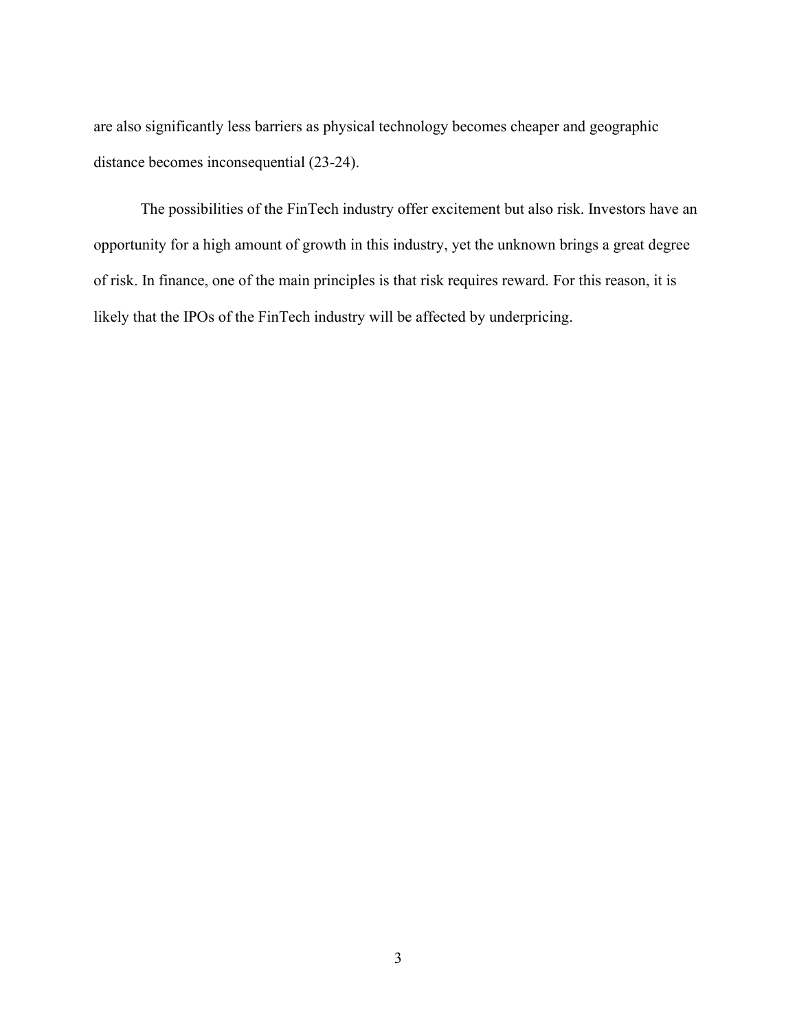are also significantly less barriers as physical technology becomes cheaper and geographic distance becomes inconsequential (23-24).

The possibilities of the FinTech industry offer excitement but also risk. Investors have an opportunity for a high amount of growth in this industry, yet the unknown brings a great degree of risk. In finance, one of the main principles is that risk requires reward. For this reason, it is likely that the IPOs of the FinTech industry will be affected by underpricing.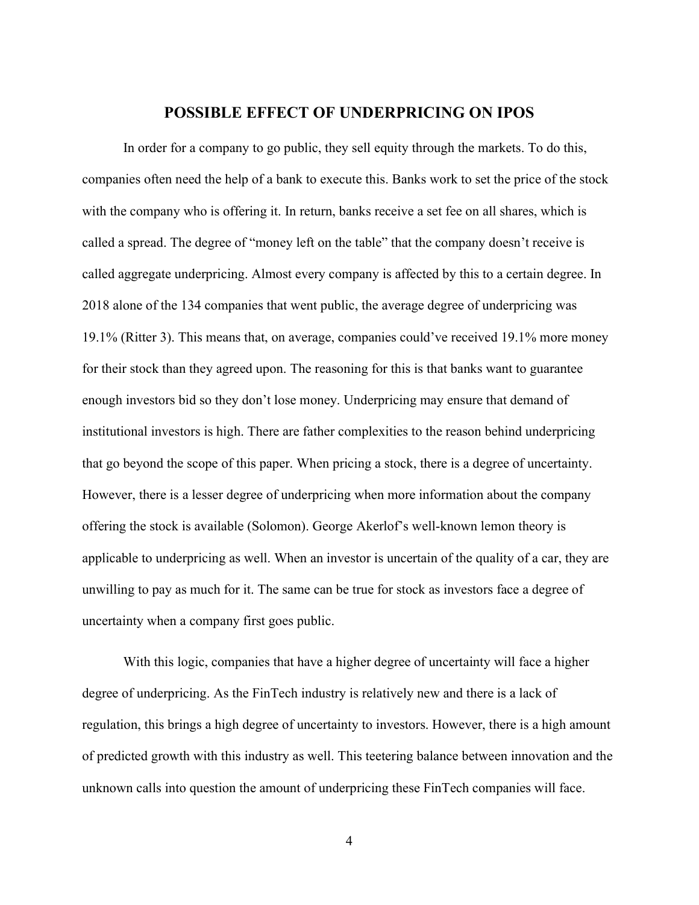## POSSIBLE EFFECT OF UNDERPRICING ON IPOS

In order for a company to go public, they sell equity through the markets. To do this, companies often need the help of a bank to execute this. Banks work to set the price of the stock with the company who is offering it. In return, banks receive a set fee on all shares, which is called a spread. The degree of "money left on the table" that the company doesn't receive is called aggregate underpricing. Almost every company is affected by this to a certain degree. In 2018 alone of the 134 companies that went public, the average degree of underpricing was 19.1% (Ritter 3). This means that, on average, companies could've received 19.1% more money for their stock than they agreed upon. The reasoning for this is that banks want to guarantee enough investors bid so they don't lose money. Underpricing may ensure that demand of institutional investors is high. There are father complexities to the reason behind underpricing that go beyond the scope of this paper. When pricing a stock, there is a degree of uncertainty. However, there is a lesser degree of underpricing when more information about the company offering the stock is available (Solomon). George Akerlof's well-known lemon theory is applicable to underpricing as well. When an investor is uncertain of the quality of a car, they are unwilling to pay as much for it. The same can be true for stock as investors face a degree of uncertainty when a company first goes public.

With this logic, companies that have a higher degree of uncertainty will face a higher degree of underpricing. As the FinTech industry is relatively new and there is a lack of regulation, this brings a high degree of uncertainty to investors. However, there is a high amount of predicted growth with this industry as well. This teetering balance between innovation and the unknown calls into question the amount of underpricing these FinTech companies will face.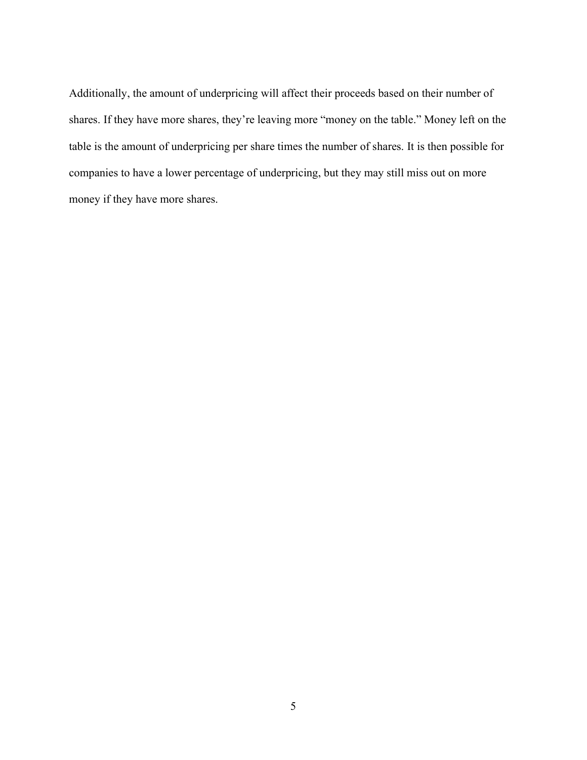Additionally, the amount of underpricing will affect their proceeds based on their number of shares. If they have more shares, they're leaving more "money on the table." Money left on the table is the amount of underpricing per share times the number of shares. It is then possible for companies to have a lower percentage of underpricing, but they may still miss out on more money if they have more shares.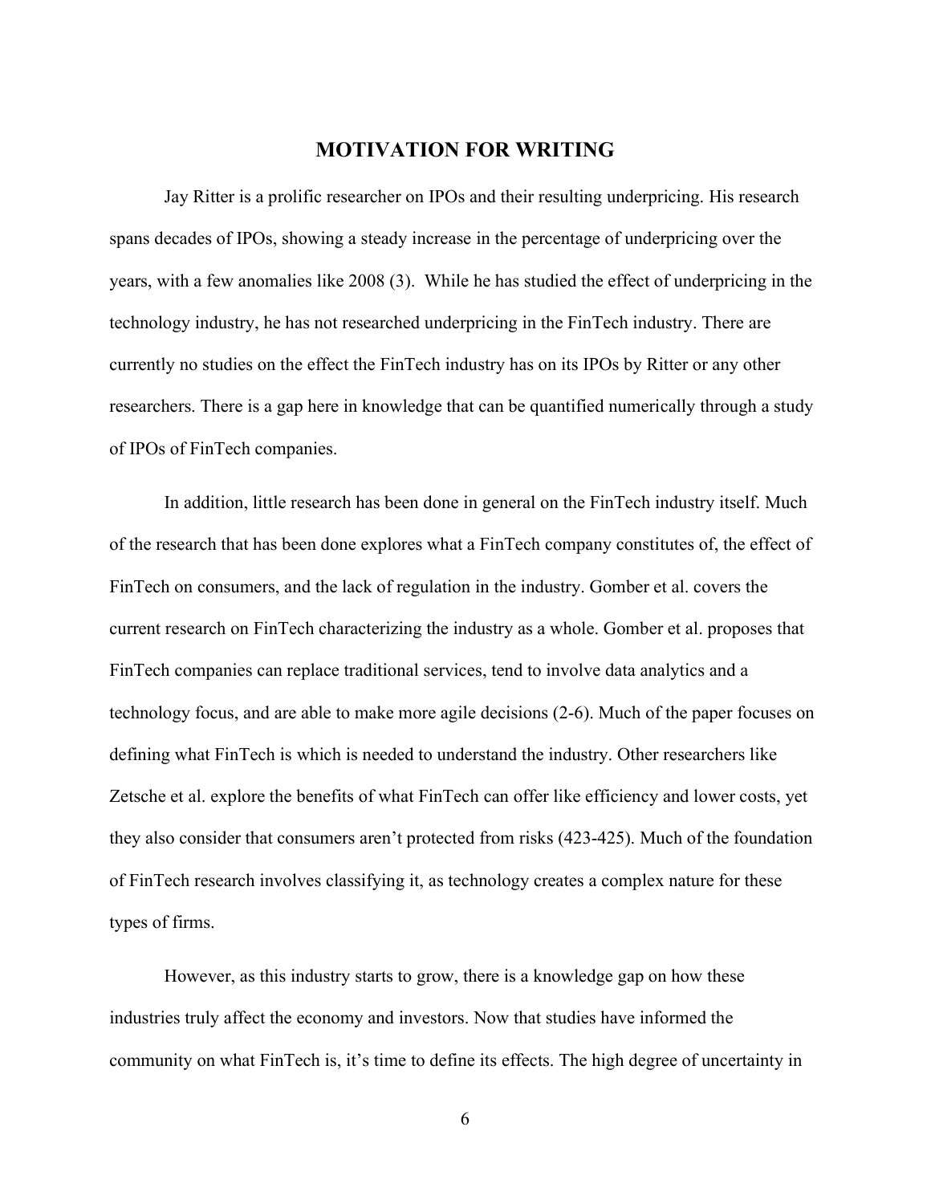## MOTIVATION FOR WRITING

Jay Ritter is a prolific researcher on IPOs and their resulting underpricing. His research spans decades of IPOs, showing a steady increase in the percentage of underpricing over the years, with a few anomalies like 2008 (3). While he has studied the effect of underpricing in the technology industry, he has not researched underpricing in the FinTech industry. There are currently no studies on the effect the FinTech industry has on its IPOs by Ritter or any other researchers. There is a gap here in knowledge that can be quantified numerically through a study of IPOs of FinTech companies.

In addition, little research has been done in general on the FinTech industry itself. Much of the research that has been done explores what a FinTech company constitutes of, the effect of FinTech on consumers, and the lack of regulation in the industry. Gomber et al. covers the current research on FinTech characterizing the industry as a whole. Gomber et al. proposes that FinTech companies can replace traditional services, tend to involve data analytics and a technology focus, and are able to make more agile decisions (2-6). Much of the paper focuses on defining what FinTech is which is needed to understand the industry. Other researchers like Zetsche et al. explore the benefits of what FinTech can offer like efficiency and lower costs, yet they also consider that consumers aren't protected from risks (423-425). Much of the foundation of FinTech research involves classifying it, as technology creates a complex nature for these types of firms.

However, as this industry starts to grow, there is a knowledge gap on how these industries truly affect the economy and investors. Now that studies have informed the community on what FinTech is, it's time to define its effects. The high degree of uncertainty in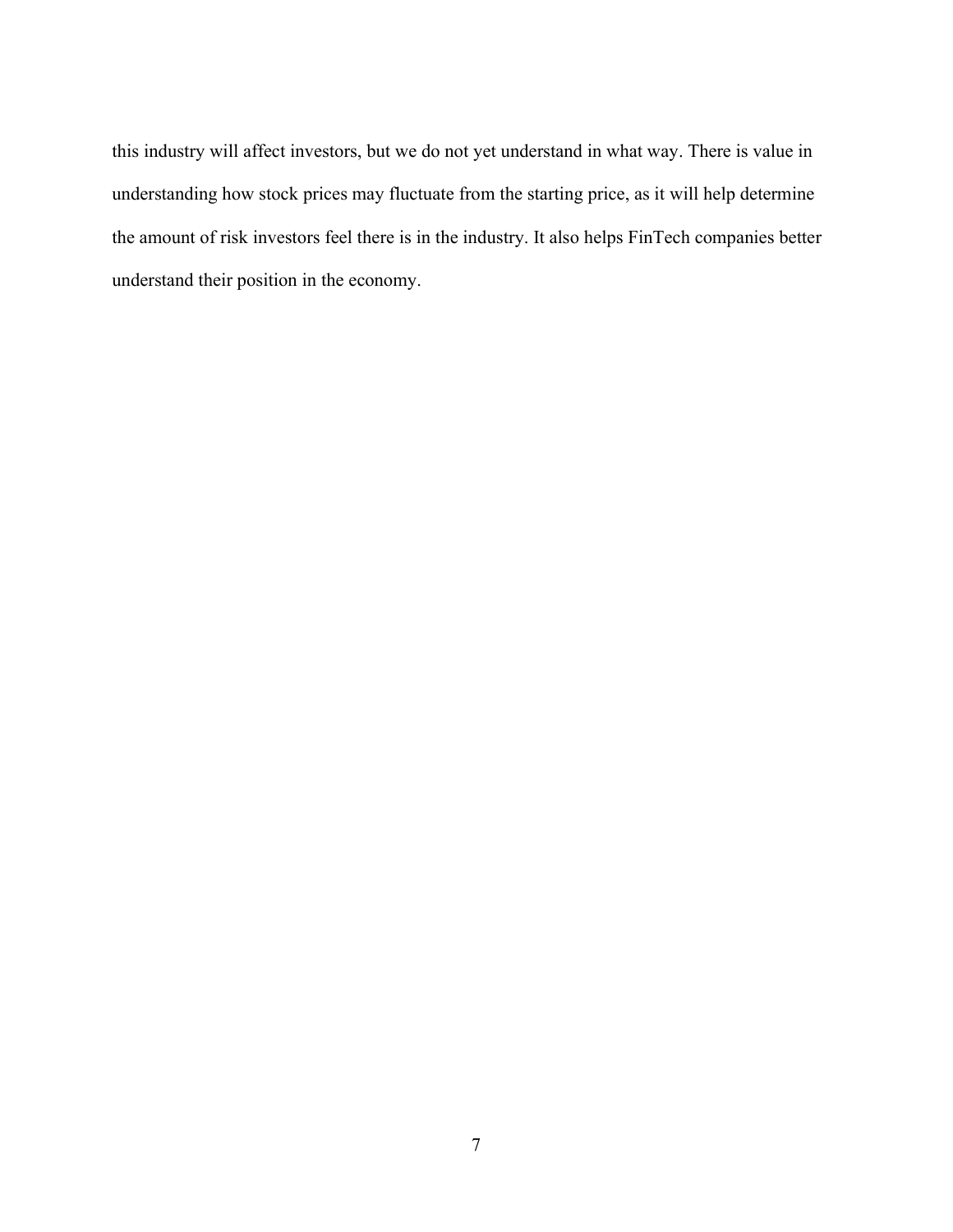this industry will affect investors, but we do not yet understand in what way. There is value in understanding how stock prices may fluctuate from the starting price, as it will help determine the amount of risk investors feel there is in the industry. It also helps FinTech companies better understand their position in the economy.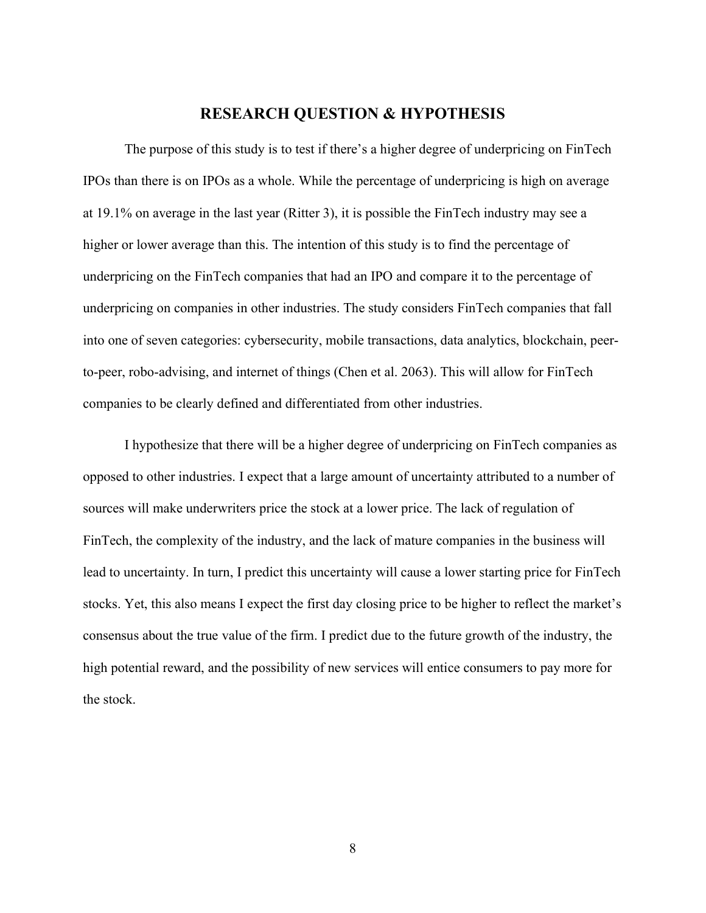## RESEARCH QUESTION & HYPOTHESIS

The purpose of this study is to test if there's a higher degree of underpricing on FinTech IPOs than there is on IPOs as a whole. While the percentage of underpricing is high on average at 19.1% on average in the last year (Ritter 3), it is possible the FinTech industry may see a higher or lower average than this. The intention of this study is to find the percentage of underpricing on the FinTech companies that had an IPO and compare it to the percentage of underpricing on companies in other industries. The study considers FinTech companies that fall into one of seven categories: cybersecurity, mobile transactions, data analytics, blockchain, peer-to-peer, robo-advising, and internet of things (Chen et al. 2063). This will allow for FinTech companies to be clearly defined and differentiated from other industries.

I hypothesize that there will be a higher degree of underpricing on FinTech companies as opposed to other industries. I expect that a large amount of uncertainty attributed to a number of sources will make underwriters price the stock at a lower price. The lack of regulation of FinTech, the complexity of the industry, and the lack of mature companies in the business will lead to uncertainty. In turn, I predict this uncertainty will cause a lower starting price for FinTech stocks. Yet, this also means I expect the first day closing price to be higher to reflect the market's consensus about the true value of the firm. I predict due to the future growth of the industry, the high potential reward, and the possibility of new services will entice consumers to pay more for the stock.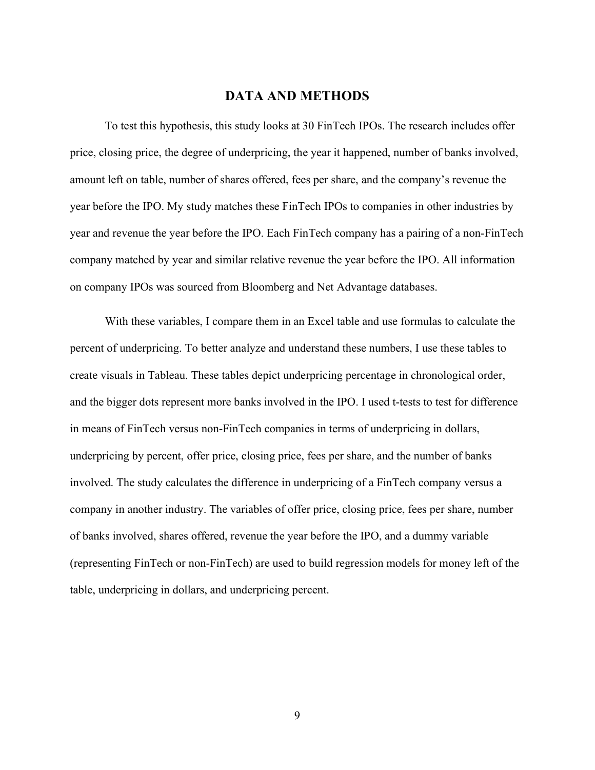# DATA AND METHODS

To test this hypothesis, this study looks at 30 FinTech IPOs. The research includes offer price, closing price, the degree of underpricing, the year it happened, number of banks involved, amount left on table, number of shares offered, fees per share, and the company's revenue the year before the IPO. My study matches these FinTech IPOs to companies in other industries by year and revenue the year before the IPO. Each FinTech company has a pairing of a non-FinTech company matched by year and similar relative revenue the year before the IPO. All information on company IPOs was sourced from Bloomberg and Net Advantage databases.

With these variables, I compare them in an Excel table and use formulas to calculate the percent of underpricing. To better analyze and understand these numbers, I use these tables to create visuals in Tableau. These tables depict underpricing percentage in chronological order, and the bigger dots represent more banks involved in the IPO. I used t-tests to test for difference in means of FinTech versus non-FinTech companies in terms of underpricing in dollars, underpricing by percent, offer price, closing price, fees per share, and the number of banks involved. The study calculates the difference in underpricing of a FinTech company versus a company in another industry. The variables of offer price, closing price, fees per share, number of banks involved, shares offered, revenue the year before the IPO, and a dummy variable (representing FinTech or non-FinTech) are used to build regression models for money left of the table, underpricing in dollars, and underpricing percent.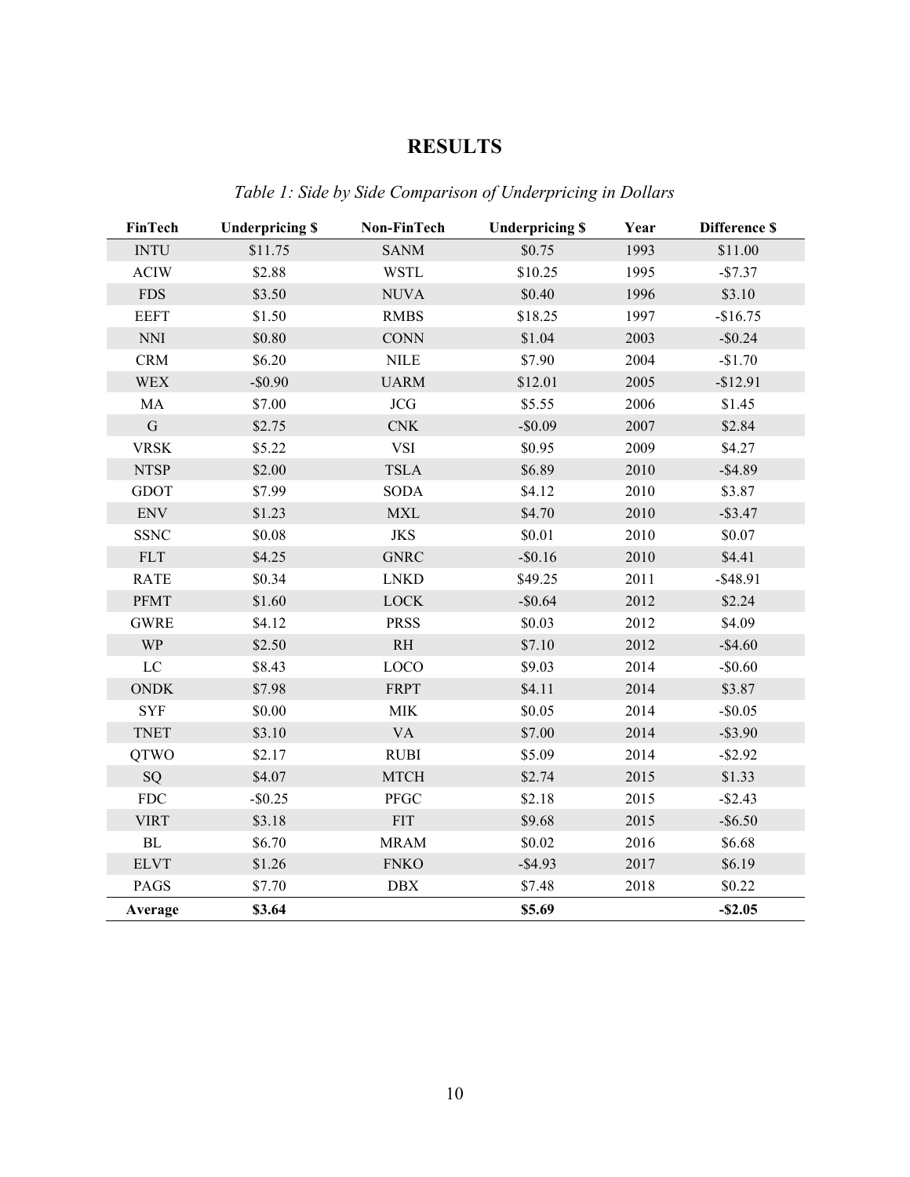# RESULTS

*Table 1: Side by Side Comparison of Underpricing in Dollars*

| FinTech | Underpricing $ | Non-FinTech | Underpricing $ | Year | Difference $ |
|---|---|---|---|---|---|
| INTU | $11.75 | SANM | $0.75 | 1993 | $11.00 |
| ACIW | $2.88 | WSTL | $10.25 | 1995 | -$7.37 |
| FDS | $3.50 | NUVA | $0.40 | 1996 | $3.10 |
| EEFT | $1.50 | RMBS | $18.25 | 1997 | -$16.75 |
| NNI | $0.80 | CONN | $1.04 | 2003 | -$0.24 |
| CRM | $6.20 | NILE | $7.90 | 2004 | -$1.70 |
| WEX | -$0.90 | UARM | $12.01 | 2005 | -$12.91 |
| MA | $7.00 | JCG | $5.55 | 2006 | $1.45 |
| G | $2.75 | CNK | -$0.09 | 2007 | $2.84 |
| VRSK | $5.22 | VSI | $0.95 | 2009 | $4.27 |
| NTSP | $2.00 | TSLA | $6.89 | 2010 | -$4.89 |
| GDOT | $7.99 | SODA | $4.12 | 2010 | $3.87 |
| ENV | $1.23 | MXL | $4.70 | 2010 | -$3.47 |
| SSNC | $0.08 | JKS | $0.01 | 2010 | $0.07 |
| FLT | $4.25 | GNRC | -$0.16 | 2010 | $4.41 |
| RATE | $0.34 | LNKD | $49.25 | 2011 | -$48.91 |
| PFMT | $1.60 | LOCK | -$0.64 | 2012 | $2.24 |
| GWRE | $4.12 | PRSS | $0.03 | 2012 | $4.09 |
| WP | $2.50 | RH | $7.10 | 2012 | -$4.60 |
| LC | $8.43 | LOCO | $9.03 | 2014 | -$0.60 |
| ONDK | $7.98 | FRPT | $4.11 | 2014 | $3.87 |
| SYF | $0.00 | MIK | $0.05 | 2014 | -$0.05 |
| TNET | $3.10 | VA | $7.00 | 2014 | -$3.90 |
| QTWO | $2.17 | RUBI | $5.09 | 2014 | -$2.92 |
| SQ | $4.07 | MTCH | $2.74 | 2015 | $1.33 |
| FDC | -$0.25 | PFGC | $2.18 | 2015 | -$2.43 |
| VIRT | $3.18 | FIT | $9.68 | 2015 | -$6.50 |
| BL | $6.70 | MRAM | $0.02 | 2016 | $6.68 |
| ELVT | $1.26 | FNKO | -$4.93 | 2017 | $6.19 |
| PAGS | $7.70 | DBX | $7.48 | 2018 | $0.22 |
| **Average** | **$3.64** | | **$5.69** | | **-$2.05** |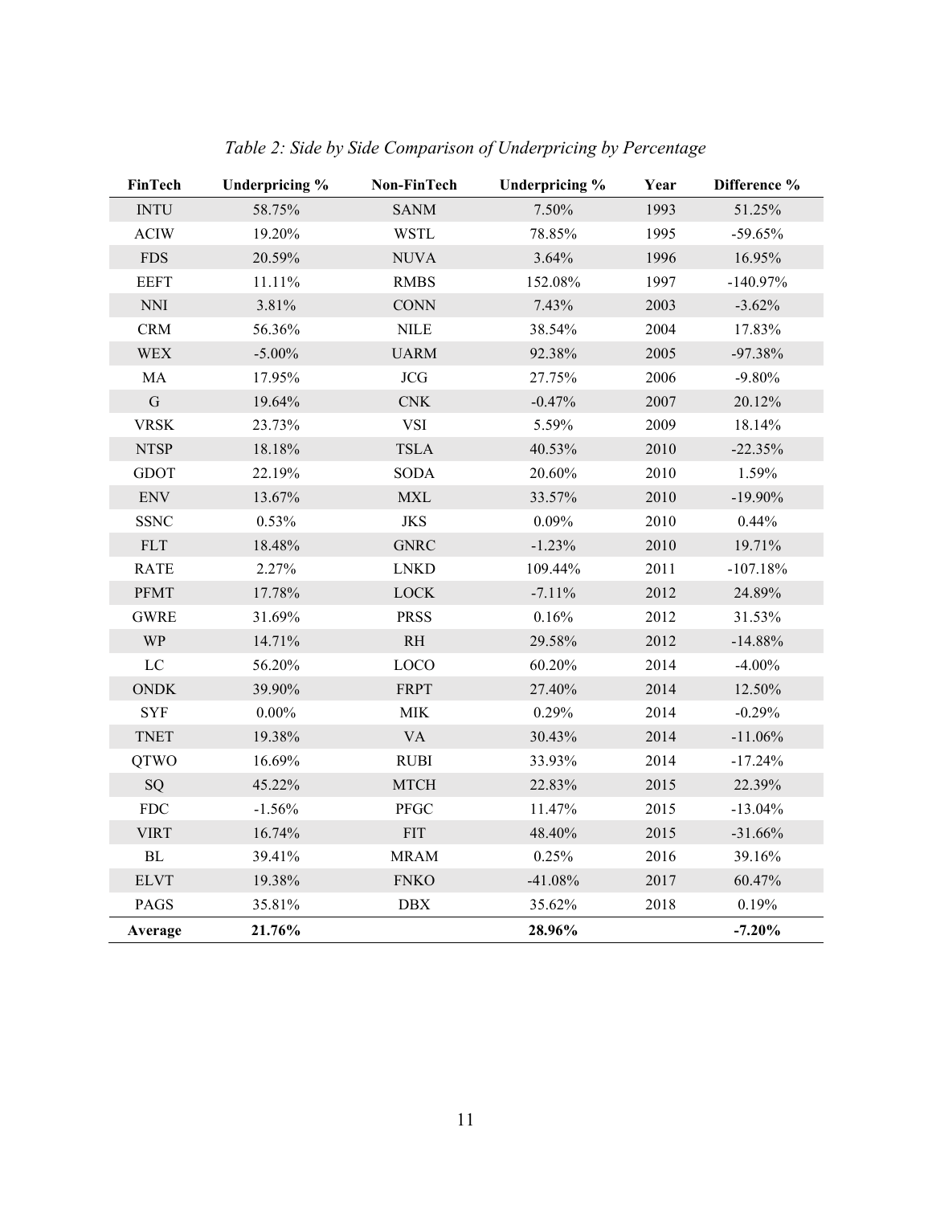*Table 2: Side by Side Comparison of Underpricing by Percentage*

| FinTech | Underpricing % | Non-FinTech | Underpricing % | Year | Difference % |
|---|---|---|---|---|---|
| INTU | 58.75% | SANM | 7.50% | 1993 | 51.25% |
| ACIW | 19.20% | WSTL | 78.85% | 1995 | -59.65% |
| FDS | 20.59% | NUVA | 3.64% | 1996 | 16.95% |
| EEFT | 11.11% | RMBS | 152.08% | 1997 | -140.97% |
| NNI | 3.81% | CONN | 7.43% | 2003 | -3.62% |
| CRM | 56.36% | NILE | 38.54% | 2004 | 17.83% |
| WEX | -5.00% | UARM | 92.38% | 2005 | -97.38% |
| MA | 17.95% | JCG | 27.75% | 2006 | -9.80% |
| G | 19.64% | CNK | -0.47% | 2007 | 20.12% |
| VRSK | 23.73% | VSI | 5.59% | 2009 | 18.14% |
| NTSP | 18.18% | TSLA | 40.53% | 2010 | -22.35% |
| GDOT | 22.19% | SODA | 20.60% | 2010 | 1.59% |
| ENV | 13.67% | MXL | 33.57% | 2010 | -19.90% |
| SSNC | 0.53% | JKS | 0.09% | 2010 | 0.44% |
| FLT | 18.48% | GNRC | -1.23% | 2010 | 19.71% |
| RATE | 2.27% | LNKD | 109.44% | 2011 | -107.18% |
| PFMT | 17.78% | LOCK | -7.11% | 2012 | 24.89% |
| GWRE | 31.69% | PRSS | 0.16% | 2012 | 31.53% |
| WP | 14.71% | RH | 29.58% | 2012 | -14.88% |
| LC | 56.20% | LOCO | 60.20% | 2014 | -4.00% |
| ONDK | 39.90% | FRPT | 27.40% | 2014 | 12.50% |
| SYF | 0.00% | MIK | 0.29% | 2014 | -0.29% |
| TNET | 19.38% | VA | 30.43% | 2014 | -11.06% |
| QTWO | 16.69% | RUBI | 33.93% | 2014 | -17.24% |
| SQ | 45.22% | MTCH | 22.83% | 2015 | 22.39% |
| FDC | -1.56% | PFGC | 11.47% | 2015 | -13.04% |
| VIRT | 16.74% | FIT | 48.40% | 2015 | -31.66% |
| BL | 39.41% | MRAM | 0.25% | 2016 | 39.16% |
| ELVT | 19.38% | FNKO | -41.08% | 2017 | 60.47% |
| PAGS | 35.81% | DBX | 35.62% | 2018 | 0.19% |
| **Average** | **21.76%** | | **28.96%** | | **-7.20%** |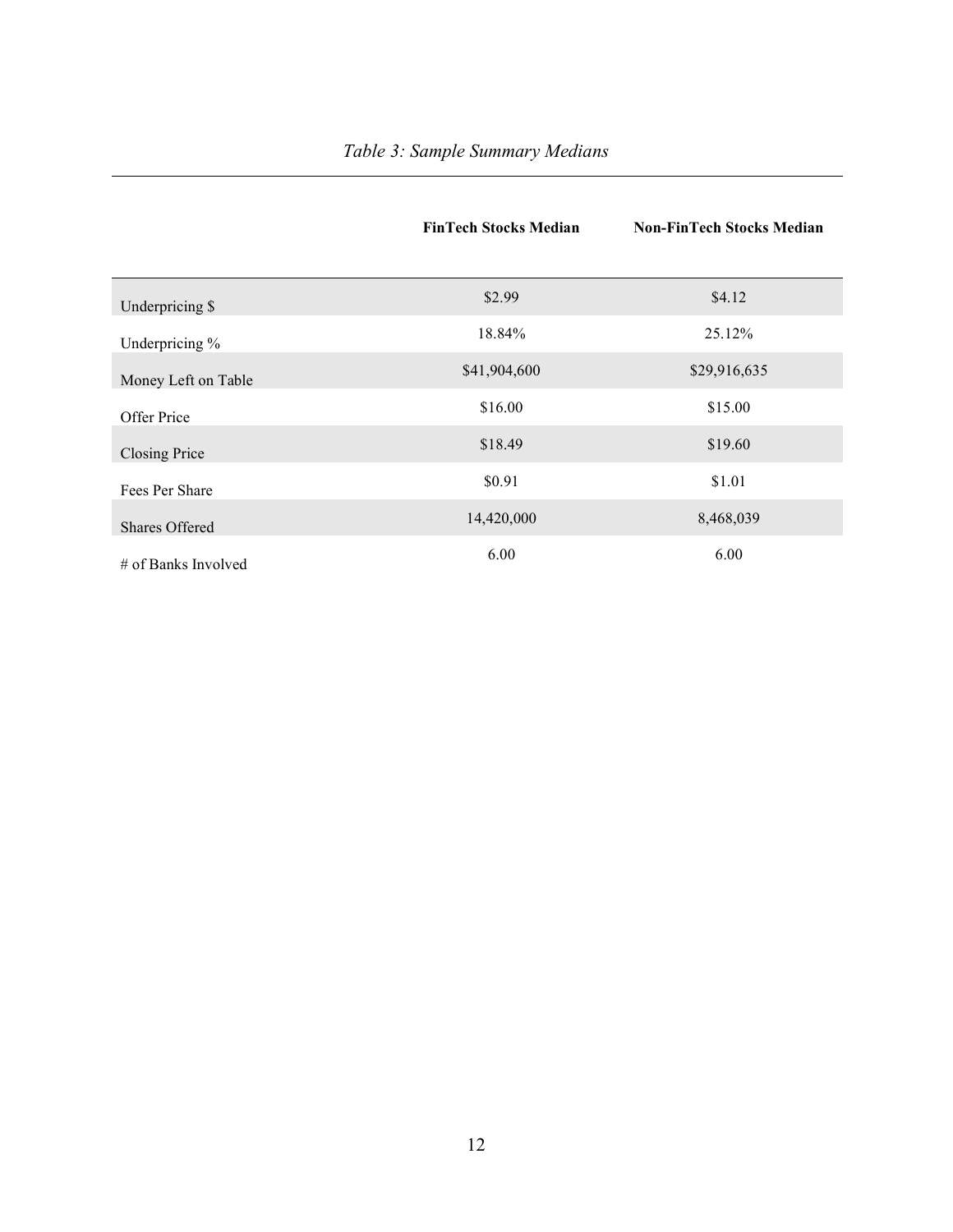*Table 3: Sample Summary Medians*

| | FinTech Stocks Median | Non-FinTech Stocks Median |
|---|---|---|
| Underpricing $ | $2.99 | $4.12 |
| Underpricing % | 18.84% | 25.12% |
| Money Left on Table | $41,904,600 | $29,916,635 |
| Offer Price | $16.00 | $15.00 |
| Closing Price | $18.49 | $19.60 |
| Fees Per Share | $0.91 | $1.01 |
| Shares Offered | 14,420,000 | 8,468,039 |
| # of Banks Involved | 6.00 | 6.00 |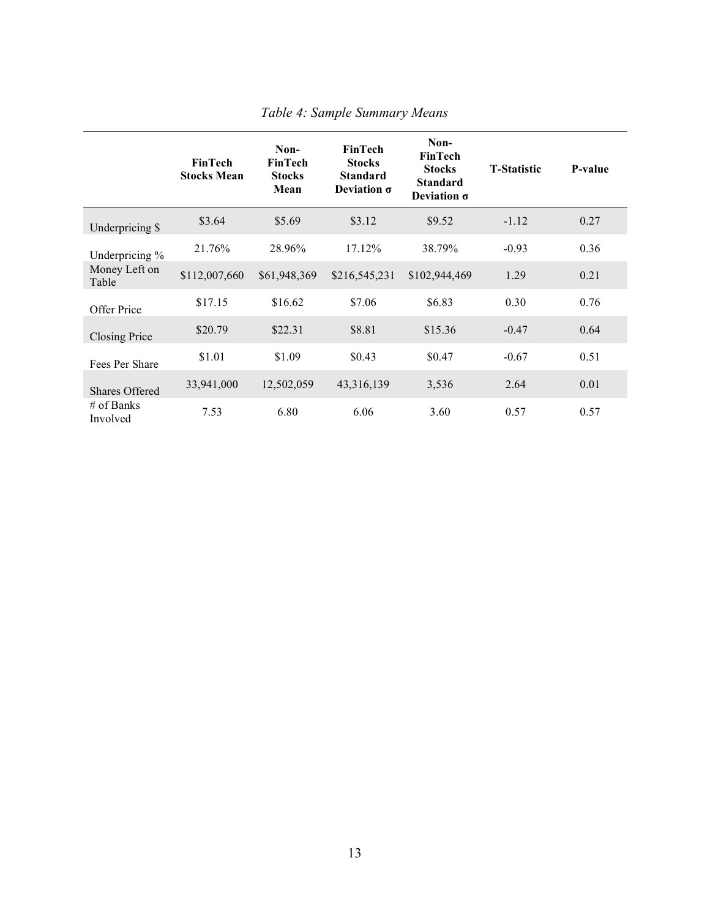*Table 4: Sample Summary Means*

| | FinTech Stocks Mean | Non-FinTech Stocks Mean | FinTech Stocks Standard Deviation σ | Non-FinTech Stocks Standard Deviation σ | T-Statistic | P-value |
|---|---|---|---|---|---|---|
| Underpricing $ | $3.64 | $5.69 | $3.12 | $9.52 | -1.12 | 0.27 |
| Underpricing % | 21.76% | 28.96% | 17.12% | 38.79% | -0.93 | 0.36 |
| Money Left on Table | $112,007,660 | $61,948,369 | $216,545,231 | $102,944,469 | 1.29 | 0.21 |
| Offer Price | $17.15 | $16.62 | $7.06 | $6.83 | 0.30 | 0.76 |
| Closing Price | $20.79 | $22.31 | $8.81 | $15.36 | -0.47 | 0.64 |
| Fees Per Share | $1.01 | $1.09 | $0.43 | $0.47 | -0.67 | 0.51 |
| Shares Offered | 33,941,000 | 12,502,059 | 43,316,139 | 3,536 | 2.64 | 0.01 |
| # of Banks Involved | 7.53 | 6.80 | 6.06 | 3.60 | 0.57 | 0.57 |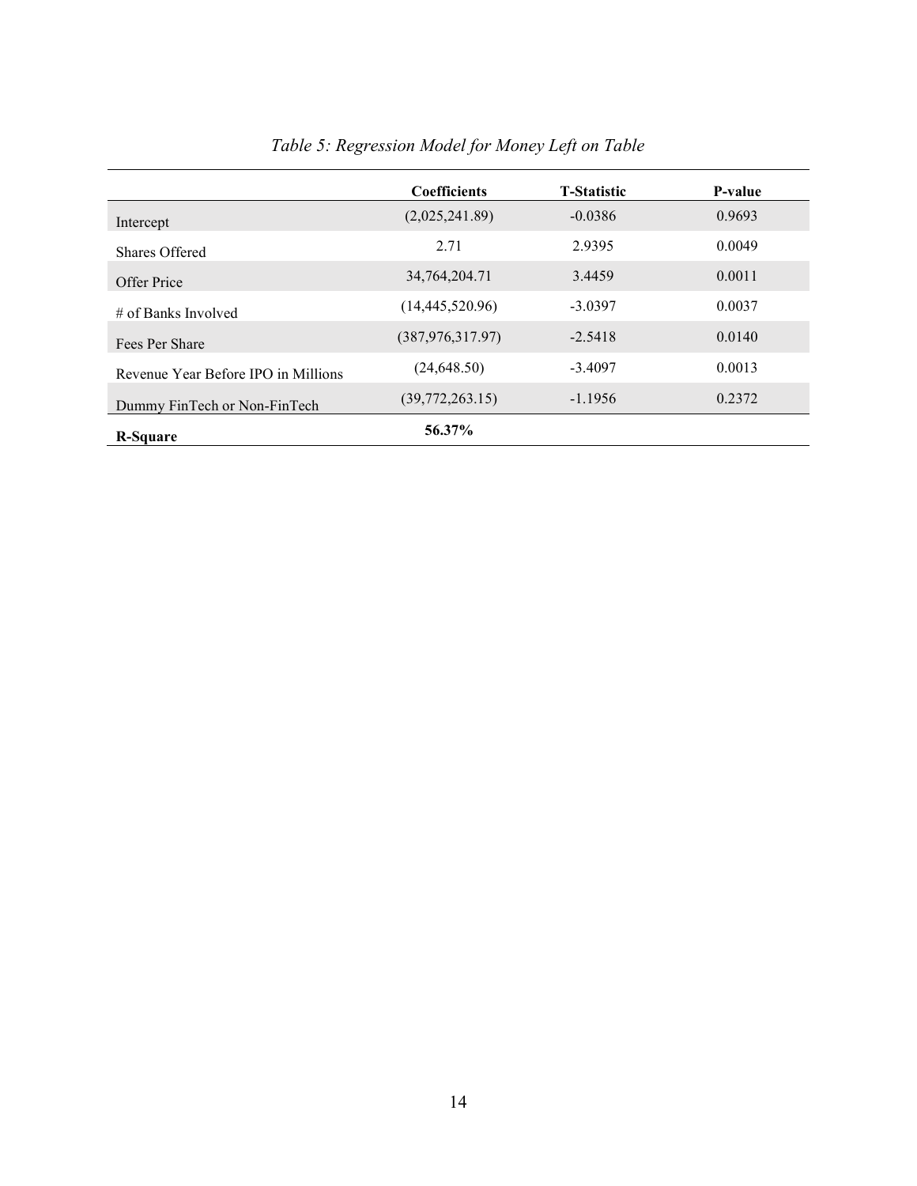*Table 5: Regression Model for Money Left on Table*

| | Coefficients | T-Statistic | P-value |
|---|---|---|---|
| Intercept | (2,025,241.89) | -0.0386 | 0.9693 |
| Shares Offered | 2.71 | 2.9395 | 0.0049 |
| Offer Price | 34,764,204.71 | 3.4459 | 0.0011 |
| # of Banks Involved | (14,445,520.96) | -3.0397 | 0.0037 |
| Fees Per Share | (387,976,317.97) | -2.5418 | 0.0140 |
| Revenue Year Before IPO in Millions | (24,648.50) | -3.4097 | 0.0013 |
| Dummy FinTech or Non-FinTech | (39,772,263.15) | -1.1956 | 0.2372 |
| **R-Square** | **56.37%** | | |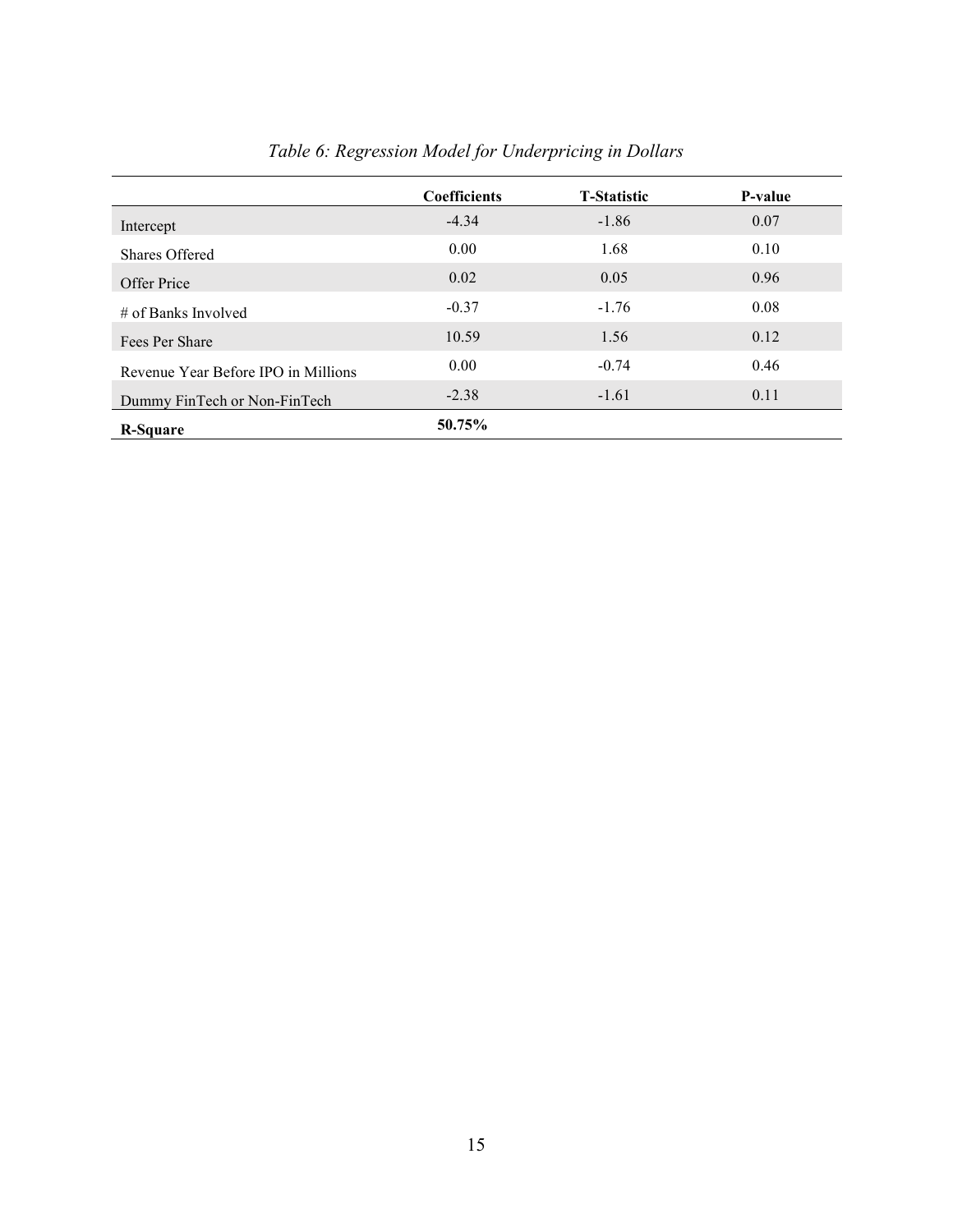*Table 6: Regression Model for Underpricing in Dollars*

| | Coefficients | T-Statistic | P-value |
|---|---|---|---|
| Intercept | -4.34 | -1.86 | 0.07 |
| Shares Offered | 0.00 | 1.68 | 0.10 |
| Offer Price | 0.02 | 0.05 | 0.96 |
| # of Banks Involved | -0.37 | -1.76 | 0.08 |
| Fees Per Share | 10.59 | 1.56 | 0.12 |
| Revenue Year Before IPO in Millions | 0.00 | -0.74 | 0.46 |
| Dummy FinTech or Non-FinTech | -2.38 | -1.61 | 0.11 |
| **R-Square** | **50.75%** | | |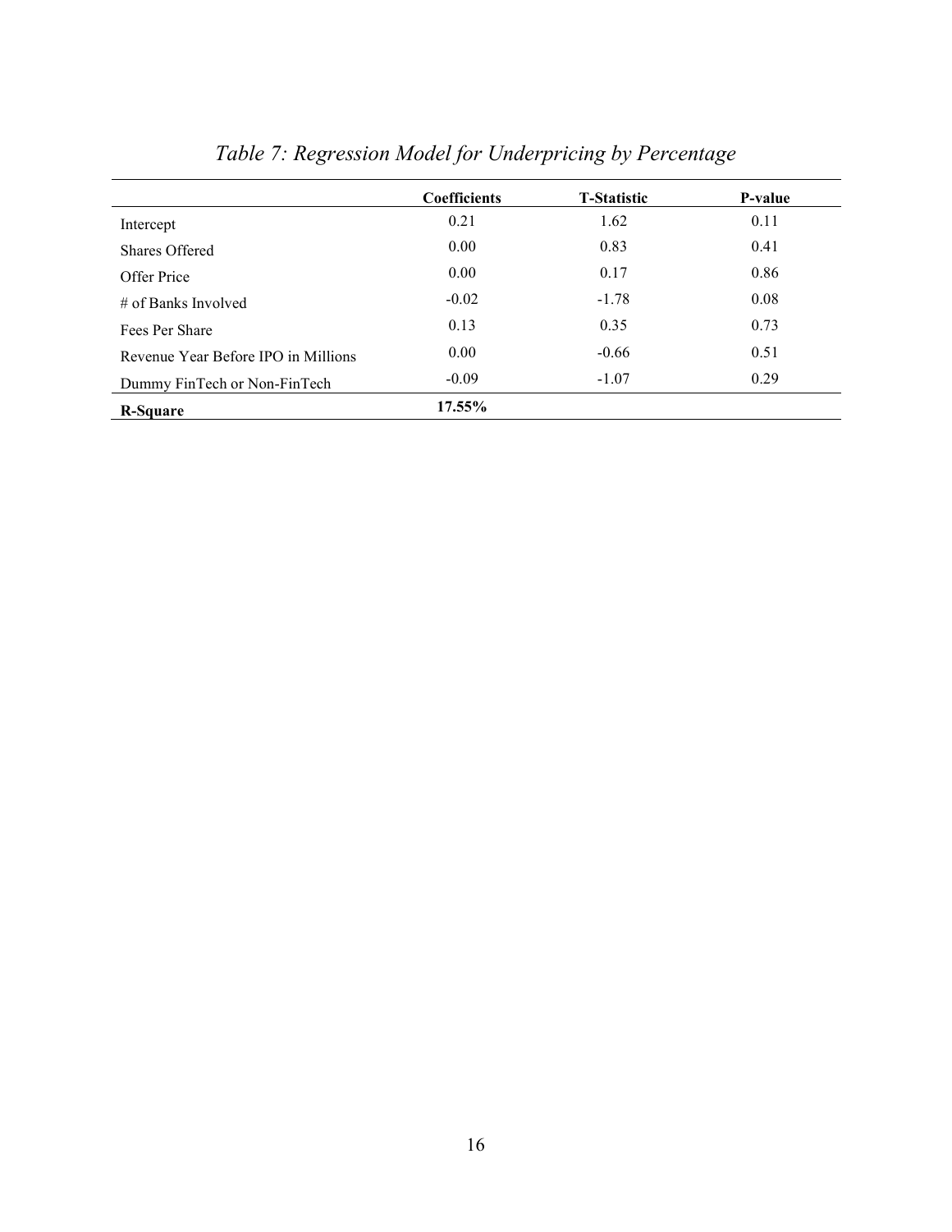*Table 7: Regression Model for Underpricing by Percentage*

| | Coefficients | T-Statistic | P-value |
|---|---|---|---|
| Intercept | 0.21 | 1.62 | 0.11 |
| Shares Offered | 0.00 | 0.83 | 0.41 |
| Offer Price | 0.00 | 0.17 | 0.86 |
| # of Banks Involved | -0.02 | -1.78 | 0.08 |
| Fees Per Share | 0.13 | 0.35 | 0.73 |
| Revenue Year Before IPO in Millions | 0.00 | -0.66 | 0.51 |
| Dummy FinTech or Non-FinTech | -0.09 | -1.07 | 0.29 |
| **R-Square** | **17.55%** | | |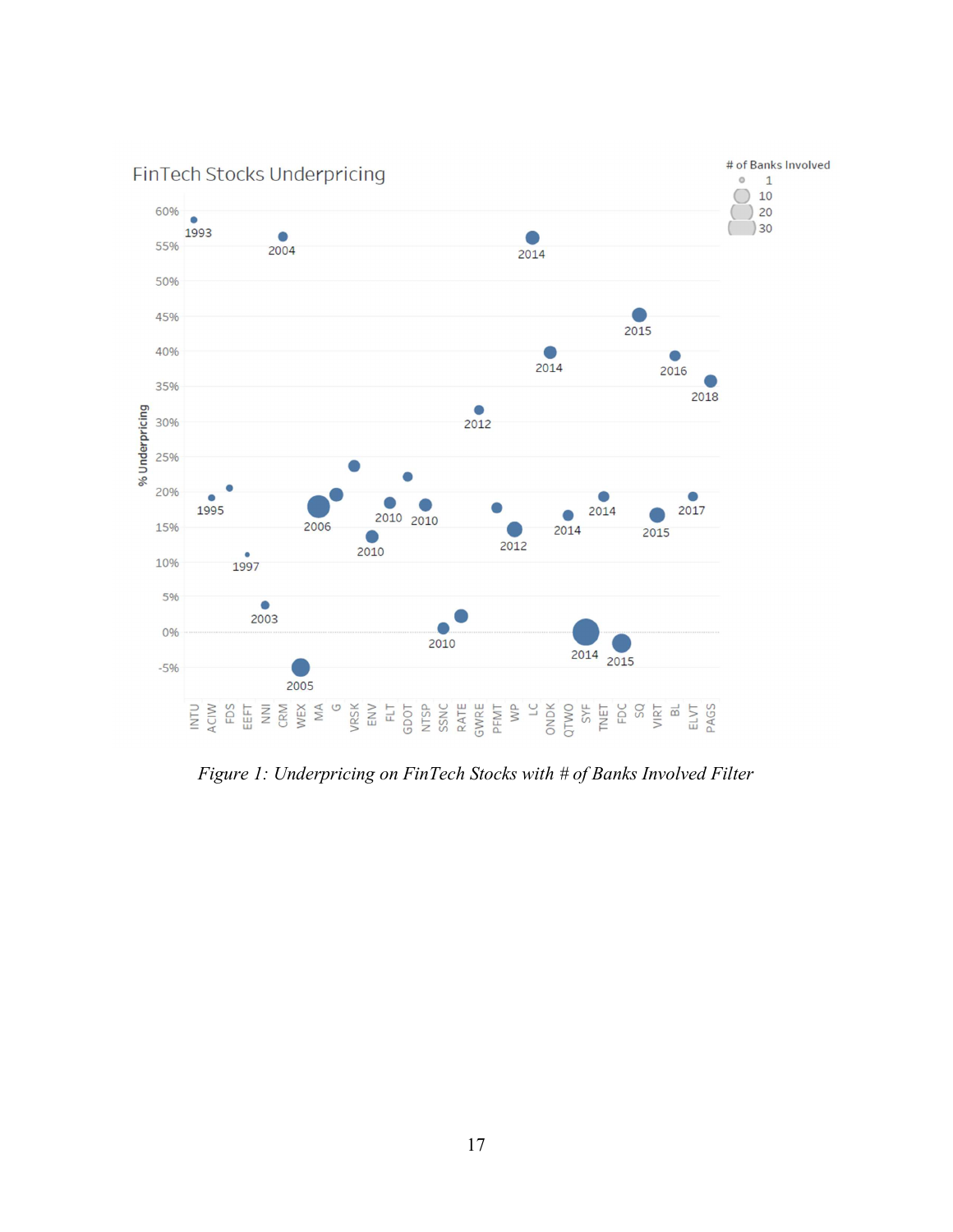*Figure 1: Underpricing on FinTech Stocks with # of Banks Involved Filter*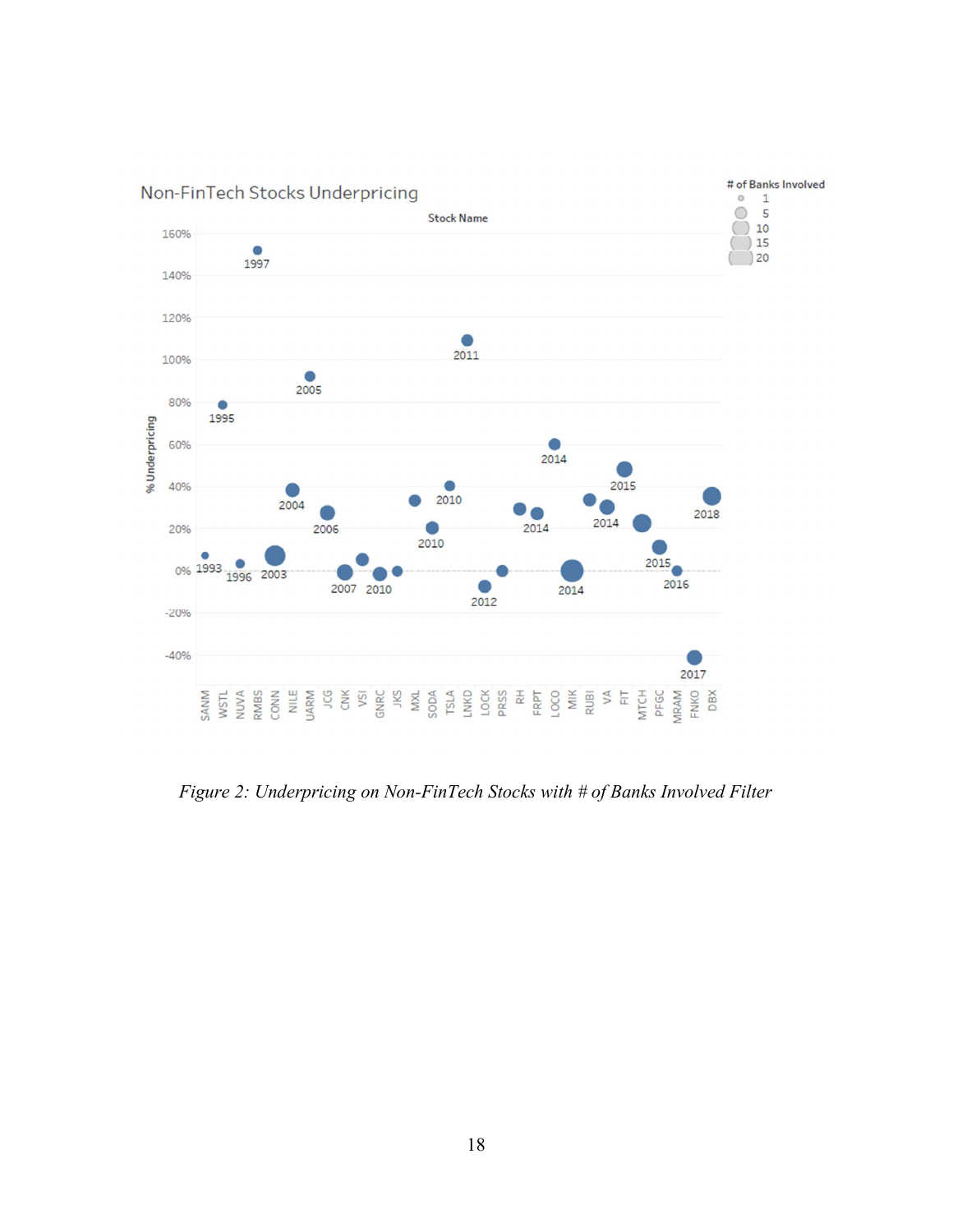*Figure 2: Underpricing on Non-FinTech Stocks with # of Banks Involved Filter*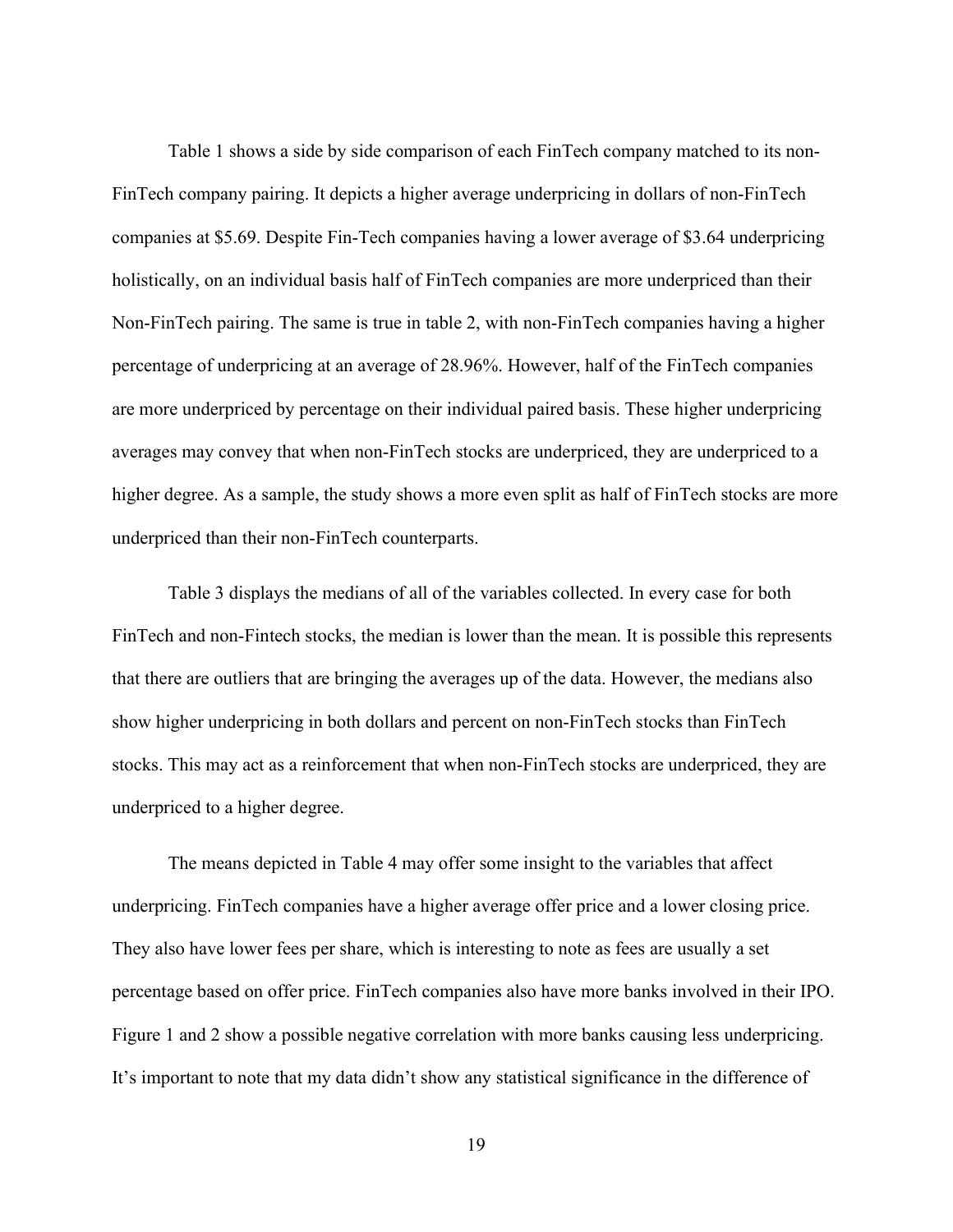Table 1 shows a side by side comparison of each FinTech company matched to its non-FinTech company pairing. It depicts a higher average underpricing in dollars of non-FinTech companies at $5.69. Despite Fin-Tech companies having a lower average of $3.64 underpricing holistically, on an individual basis half of FinTech companies are more underpriced than their Non-FinTech pairing. The same is true in table 2, with non-FinTech companies having a higher percentage of underpricing at an average of 28.96%. However, half of the FinTech companies are more underpriced by percentage on their individual paired basis. These higher underpricing averages may convey that when non-FinTech stocks are underpriced, they are underpriced to a higher degree. As a sample, the study shows a more even split as half of FinTech stocks are more underpriced than their non-FinTech counterparts.

Table 3 displays the medians of all of the variables collected. In every case for both FinTech and non-Fintech stocks, the median is lower than the mean. It is possible this represents that there are outliers that are bringing the averages up of the data. However, the medians also show higher underpricing in both dollars and percent on non-FinTech stocks than FinTech stocks. This may act as a reinforcement that when non-FinTech stocks are underpriced, they are underpriced to a higher degree.

The means depicted in Table 4 may offer some insight to the variables that affect underpricing. FinTech companies have a higher average offer price and a lower closing price. They also have lower fees per share, which is interesting to note as fees are usually a set percentage based on offer price. FinTech companies also have more banks involved in their IPO. Figure 1 and 2 show a possible negative correlation with more banks causing less underpricing. It's important to note that my data didn't show any statistical significance in the difference of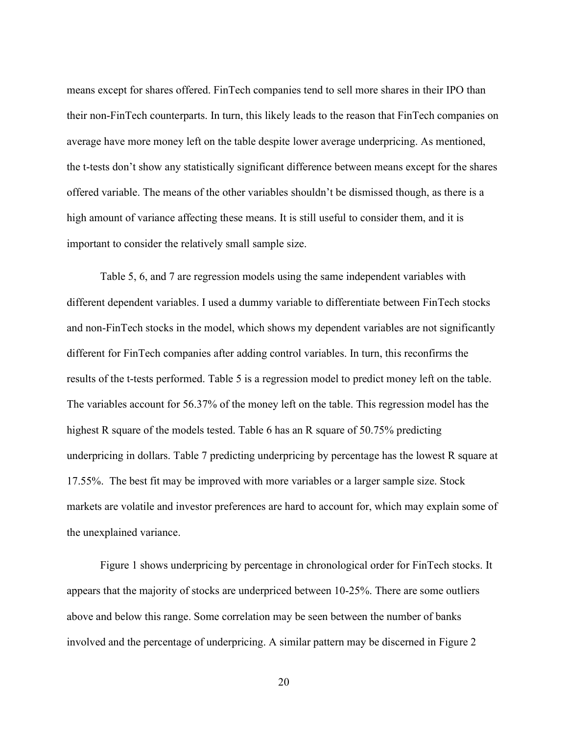means except for shares offered. FinTech companies tend to sell more shares in their IPO than their non-FinTech counterparts. In turn, this likely leads to the reason that FinTech companies on average have more money left on the table despite lower average underpricing. As mentioned, the t-tests don't show any statistically significant difference between means except for the shares offered variable. The means of the other variables shouldn't be dismissed though, as there is a high amount of variance affecting these means. It is still useful to consider them, and it is important to consider the relatively small sample size.

Table 5, 6, and 7 are regression models using the same independent variables with different dependent variables. I used a dummy variable to differentiate between FinTech stocks and non-FinTech stocks in the model, which shows my dependent variables are not significantly different for FinTech companies after adding control variables. In turn, this reconfirms the results of the t-tests performed. Table 5 is a regression model to predict money left on the table. The variables account for 56.37% of the money left on the table. This regression model has the highest R square of the models tested. Table 6 has an R square of 50.75% predicting underpricing in dollars. Table 7 predicting underpricing by percentage has the lowest R square at 17.55%. The best fit may be improved with more variables or a larger sample size. Stock markets are volatile and investor preferences are hard to account for, which may explain some of the unexplained variance.

Figure 1 shows underpricing by percentage in chronological order for FinTech stocks. It appears that the majority of stocks are underpriced between 10-25%. There are some outliers above and below this range. Some correlation may be seen between the number of banks involved and the percentage of underpricing. A similar pattern may be discerned in Figure 2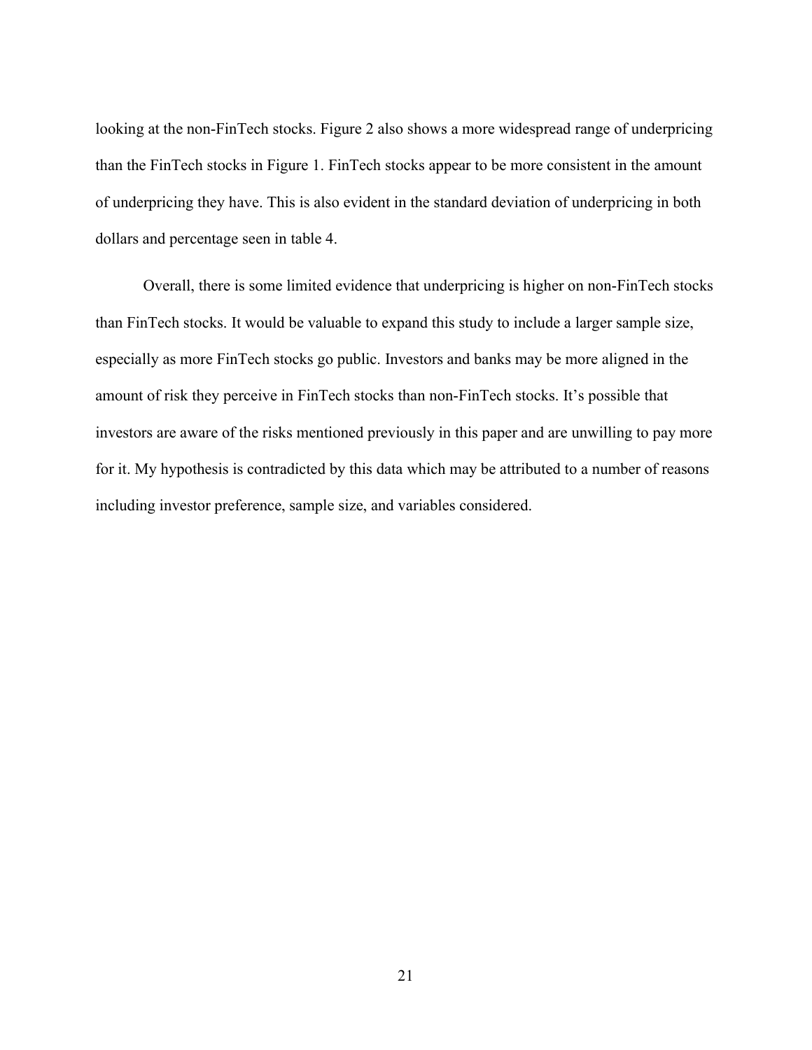looking at the non-FinTech stocks. Figure 2 also shows a more widespread range of underpricing than the FinTech stocks in Figure 1. FinTech stocks appear to be more consistent in the amount of underpricing they have. This is also evident in the standard deviation of underpricing in both dollars and percentage seen in table 4.

Overall, there is some limited evidence that underpricing is higher on non-FinTech stocks than FinTech stocks. It would be valuable to expand this study to include a larger sample size, especially as more FinTech stocks go public. Investors and banks may be more aligned in the amount of risk they perceive in FinTech stocks than non-FinTech stocks. It's possible that investors are aware of the risks mentioned previously in this paper and are unwilling to pay more for it. My hypothesis is contradicted by this data which may be attributed to a number of reasons including investor preference, sample size, and variables considered.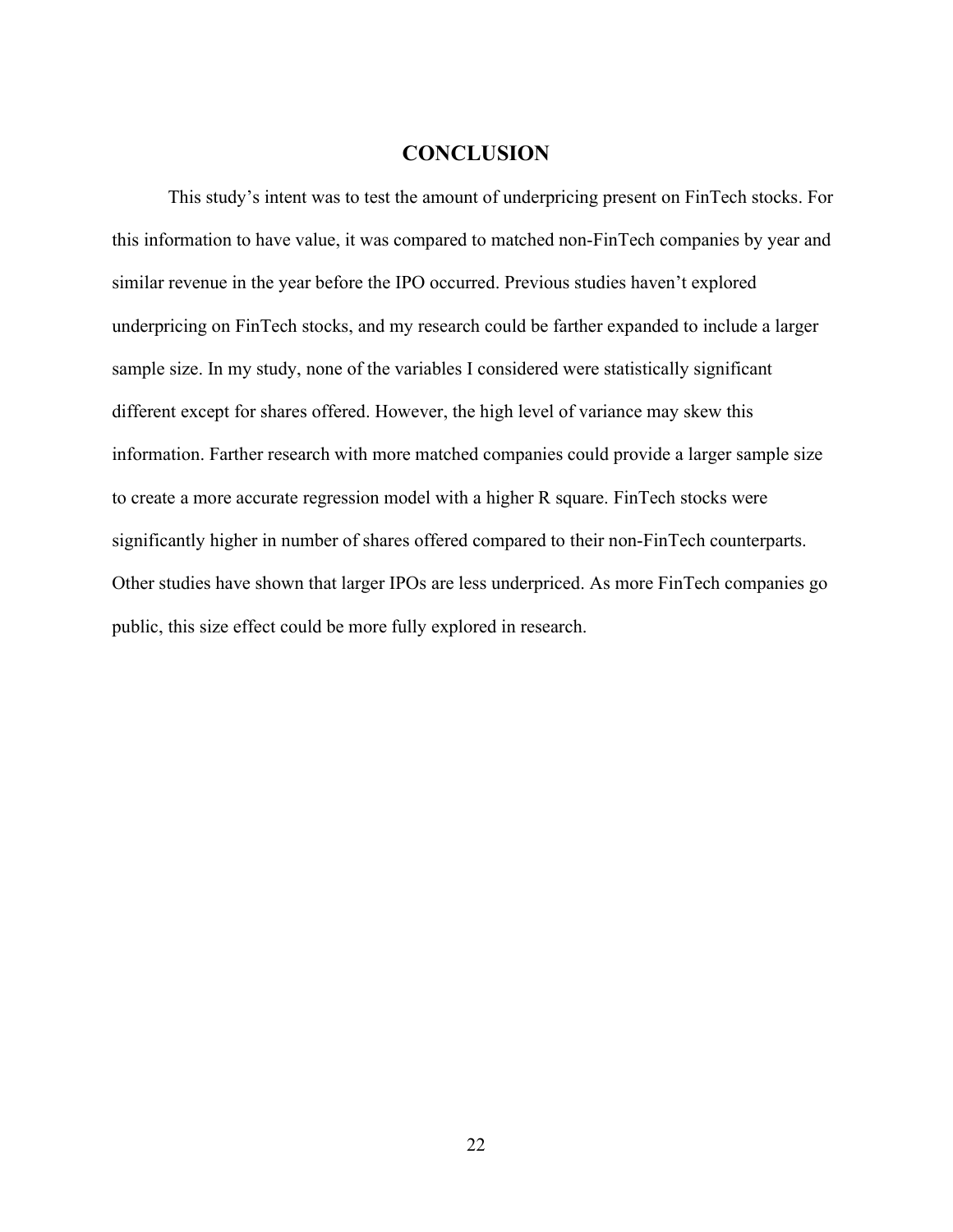# CONCLUSION

This study's intent was to test the amount of underpricing present on FinTech stocks. For this information to have value, it was compared to matched non-FinTech companies by year and similar revenue in the year before the IPO occurred. Previous studies haven't explored underpricing on FinTech stocks, and my research could be farther expanded to include a larger sample size. In my study, none of the variables I considered were statistically significant different except for shares offered. However, the high level of variance may skew this information. Farther research with more matched companies could provide a larger sample size to create a more accurate regression model with a higher R square. FinTech stocks were significantly higher in number of shares offered compared to their non-FinTech counterparts. Other studies have shown that larger IPOs are less underpriced. As more FinTech companies go public, this size effect could be more fully explored in research.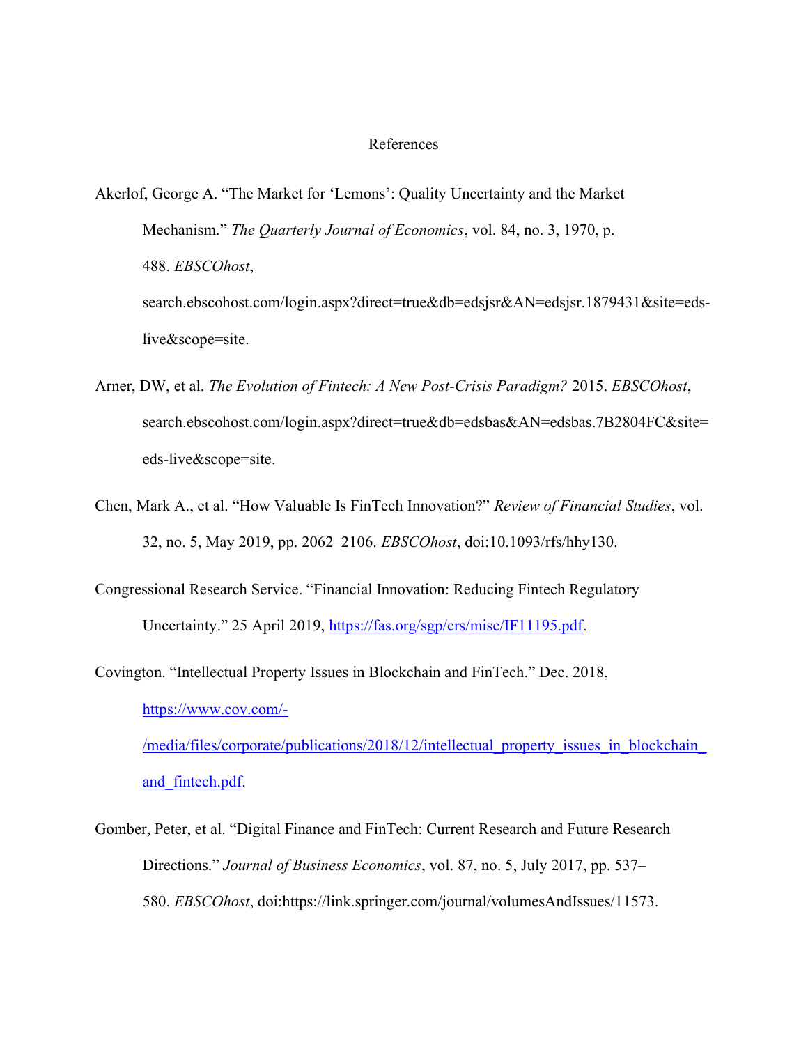# References

Akerlof, George A. "The Market for 'Lemons': Quality Uncertainty and the Market Mechanism." *The Quarterly Journal of Economics*, vol. 84, no. 3, 1970, p. 488. *EBSCOhost*, search.ebscohost.com/login.aspx?direct=true&db=edsjsr&AN=edsjsr.1879431&site=eds-live&scope=site.

Arner, DW, et al. *The Evolution of Fintech: A New Post-Crisis Paradigm?* 2015. *EBSCOhost*, search.ebscohost.com/login.aspx?direct=true&db=edsbas&AN=edsbas.7B2804FC&site=eds-live&scope=site.

Chen, Mark A., et al. "How Valuable Is FinTech Innovation?" *Review of Financial Studies*, vol. 32, no. 5, May 2019, pp. 2062–2106. *EBSCOhost*, doi:10.1093/rfs/hhy130.

Congressional Research Service. "Financial Innovation: Reducing Fintech Regulatory Uncertainty." 25 April 2019, https://fas.org/sgp/crs/misc/IF11195.pdf.

Covington. "Intellectual Property Issues in Blockchain and FinTech." Dec. 2018, https://www.cov.com/-/media/files/corporate/publications/2018/12/intellectual_property_issues_in_blockchain_and_fintech.pdf.

Gomber, Peter, et al. "Digital Finance and FinTech: Current Research and Future Research Directions." *Journal of Business Economics*, vol. 87, no. 5, July 2017, pp. 537–580. *EBSCOhost*, doi:https://link.springer.com/journal/volumesAndIssues/11573.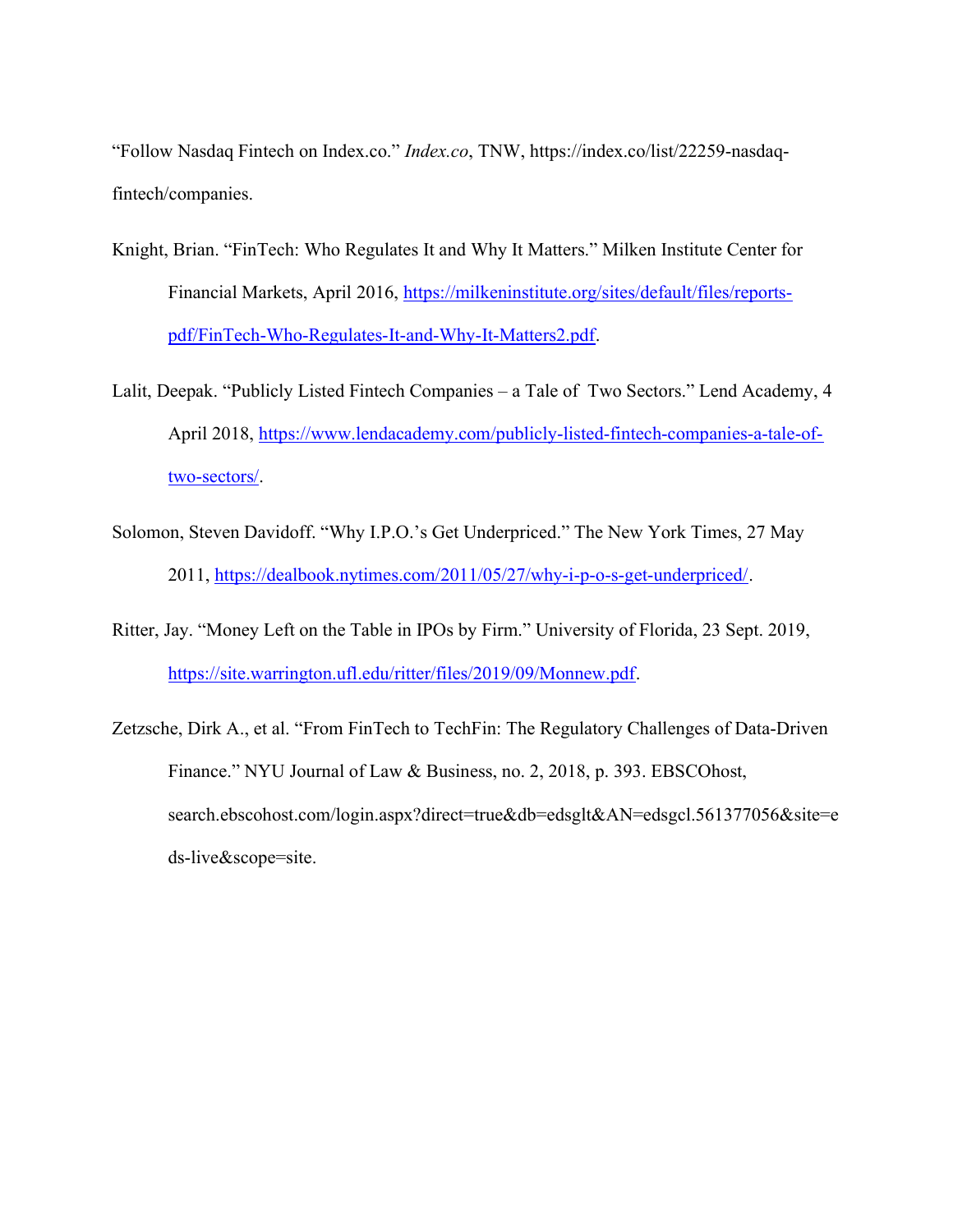"Follow Nasdaq Fintech on Index.co." *Index.co*, TNW, https://index.co/list/22259-nasdaq-fintech/companies.

Knight, Brian. "FinTech: Who Regulates It and Why It Matters." Milken Institute Center for Financial Markets, April 2016, https://milkeninstitute.org/sites/default/files/reports-pdf/FinTech-Who-Regulates-It-and-Why-It-Matters2.pdf.

Lalit, Deepak. "Publicly Listed Fintech Companies – a Tale of Two Sectors." Lend Academy, 4 April 2018, https://www.lendacademy.com/publicly-listed-fintech-companies-a-tale-of-two-sectors/.

Solomon, Steven Davidoff. "Why I.P.O.'s Get Underpriced." The New York Times, 27 May 2011, https://dealbook.nytimes.com/2011/05/27/why-i-p-o-s-get-underpriced/.

Ritter, Jay. "Money Left on the Table in IPOs by Firm." University of Florida, 23 Sept. 2019, https://site.warrington.ufl.edu/ritter/files/2019/09/Monnew.pdf.

Zetzsche, Dirk A., et al. "From FinTech to TechFin: The Regulatory Challenges of Data-Driven Finance." NYU Journal of Law & Business, no. 2, 2018, p. 393. EBSCOhost, search.ebscohost.com/login.aspx?direct=true&db=edsglt&AN=edsgcl.561377056&site=eds-live&scope=site.